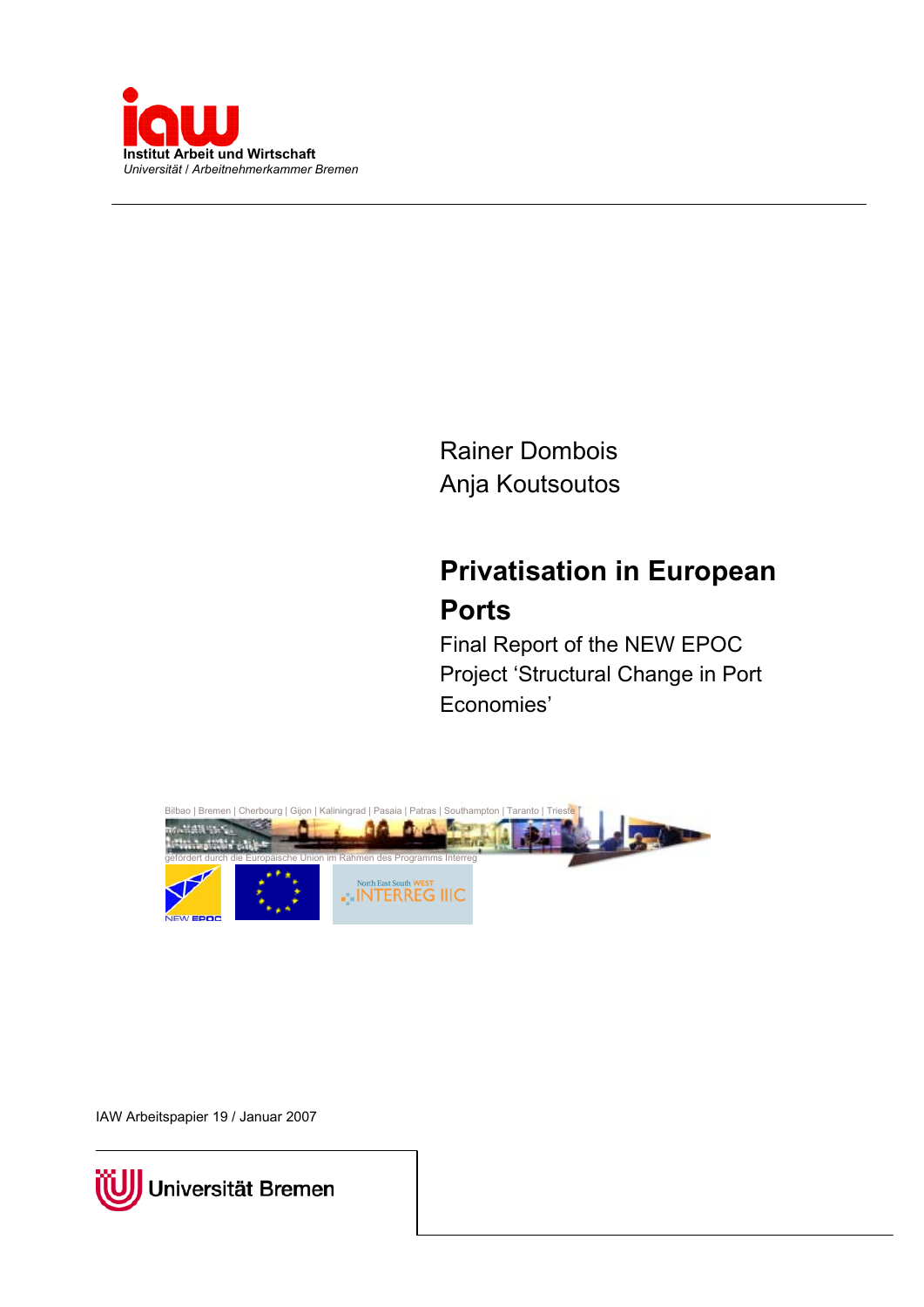**Institut Arbeit und Wirtschaft**
*Universität / Arbeitnehmerkammer Bremen*

Rainer Dombois
Anja Koutsoutos

# Privatisation in European Ports

Final Report of the NEW EPOC Project ‘Structural Change in Port Economies’

Bilbao | Bremen | Cherbourg | Gijon | Kaliningrad | Pasaia | Patras | Southampton | Taranto | Trieste

gefördert durch die Europäische Union im Rahmen des Programms Interreg

NEW EPOC

North East South WEST INTERREG IIIC

IAW Arbeitspapier 19 / Januar 2007

Universität Bremen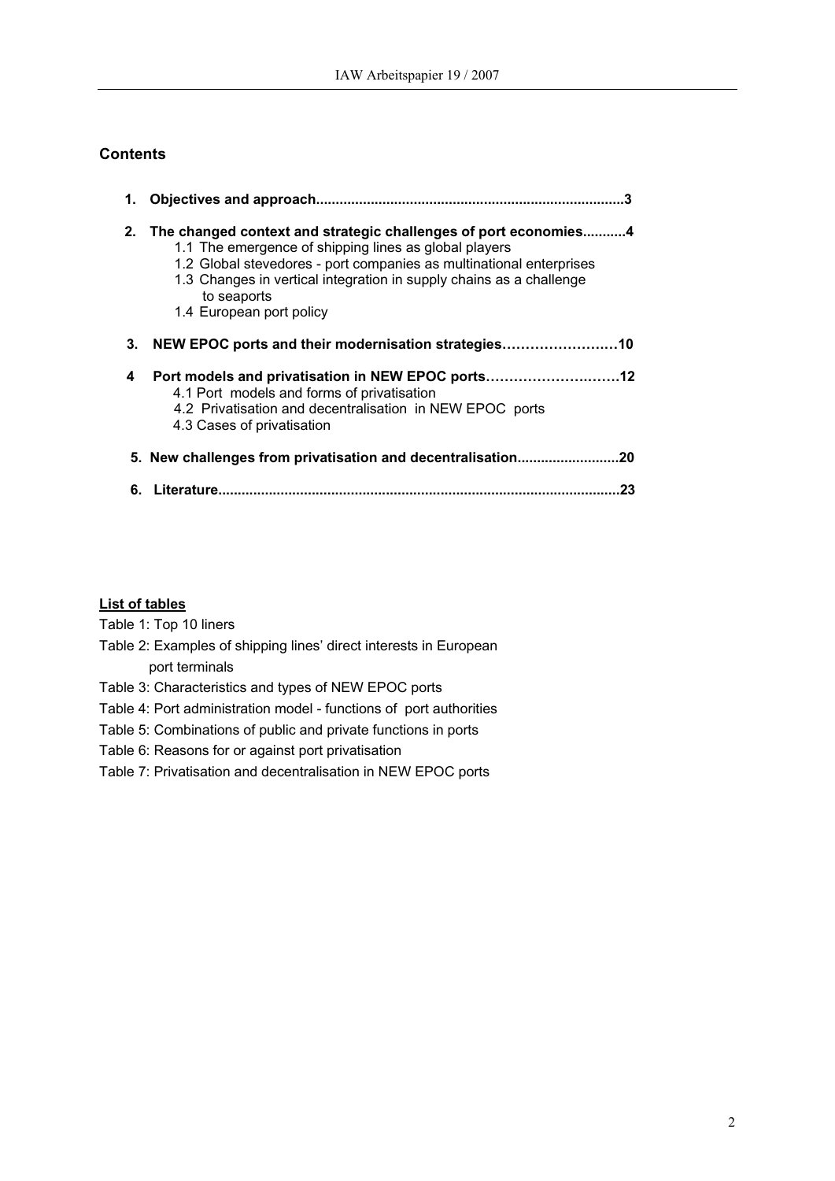## Contents

**1. Objectives and approach.............................................................................3**

**2. The changed context and strategic challenges of port economies...........4**
- 1.1 The emergence of shipping lines as global players
- 1.2 Global stevedores - port companies as multinational enterprises
- 1.3 Changes in vertical integration in supply chains as a challenge to seaports
- 1.4 European port policy

**3. NEW EPOC ports and their modernisation strategies…………………..…10**

**4 Port models and privatisation in NEW EPOC ports…………………..……12**
- 4.1 Port models and forms of privatisation
- 4.2 Privatisation and decentralisation in NEW EPOC ports
- 4.3 Cases of privatisation

**5. New challenges from privatisation and decentralisation..........................20**

**6. Literature......................................................................................................23**

**List of tables**

Table 1: Top 10 liners
Table 2: Examples of shipping lines' direct interests in European port terminals
Table 3: Characteristics and types of NEW EPOC ports
Table 4: Port administration model - functions of port authorities
Table 5: Combinations of public and private functions in ports
Table 6: Reasons for or against port privatisation
Table 7: Privatisation and decentralisation in NEW EPOC ports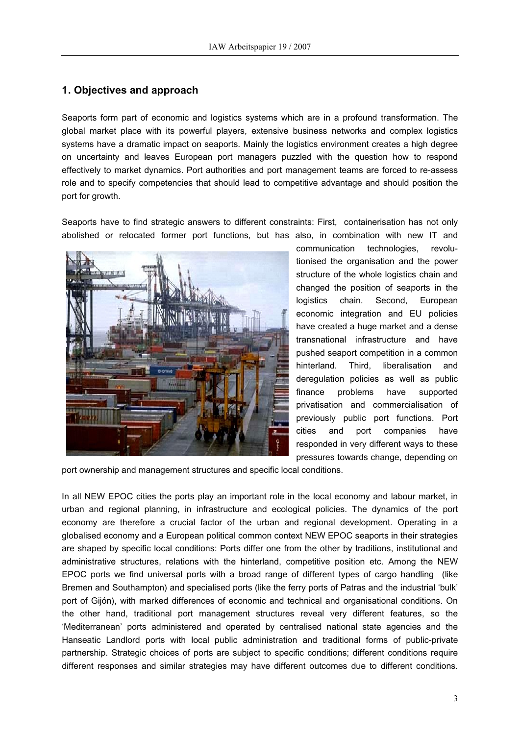## 1. Objectives and approach

Seaports form part of economic and logistics systems which are in a profound transformation. The global market place with its powerful players, extensive business networks and complex logistics systems have a dramatic impact on seaports. Mainly the logistics environment creates a high degree on uncertainty and leaves European port managers puzzled with the question how to respond effectively to market dynamics. Port authorities and port management teams are forced to re-assess role and to specify competencies that should lead to competitive advantage and should position the port for growth.

Seaports have to find strategic answers to different constraints: First, containerisation has not only abolished or relocated former port functions, but has also, in combination with new IT and communication technologies, revolutionised the organisation and the power structure of the whole logistics chain and changed the position of seaports in the logistics chain. Second, European economic integration and EU policies have created a huge market and a dense transnational infrastructure and have pushed seaport competition in a common hinterland. Third, liberalisation and deregulation policies as well as public finance problems have supported privatisation and commercialisation of previously public port functions. Port cities and port companies have responded in very different ways to these pressures towards change, depending on port ownership and management structures and specific local conditions.

In all NEW EPOC cities the ports play an important role in the local economy and labour market, in urban and regional planning, in infrastructure and ecological policies. The dynamics of the port economy are therefore a crucial factor of the urban and regional development. Operating in a globalised economy and a European political common context NEW EPOC seaports in their strategies are shaped by specific local conditions: Ports differ one from the other by traditions, institutional and administrative structures, relations with the hinterland, competitive position etc. Among the NEW EPOC ports we find universal ports with a broad range of different types of cargo handling (like Bremen and Southampton) and specialised ports (like the ferry ports of Patras and the industrial 'bulk' port of Gijón), with marked differences of economic and technical and organisational conditions. On the other hand, traditional port management structures reveal very different features, so the 'Mediterranean' ports administered and operated by centralised national state agencies and the Hanseatic Landlord ports with local public administration and traditional forms of public-private partnership. Strategic choices of ports are subject to specific conditions; different conditions require different responses and similar strategies may have different outcomes due to different conditions.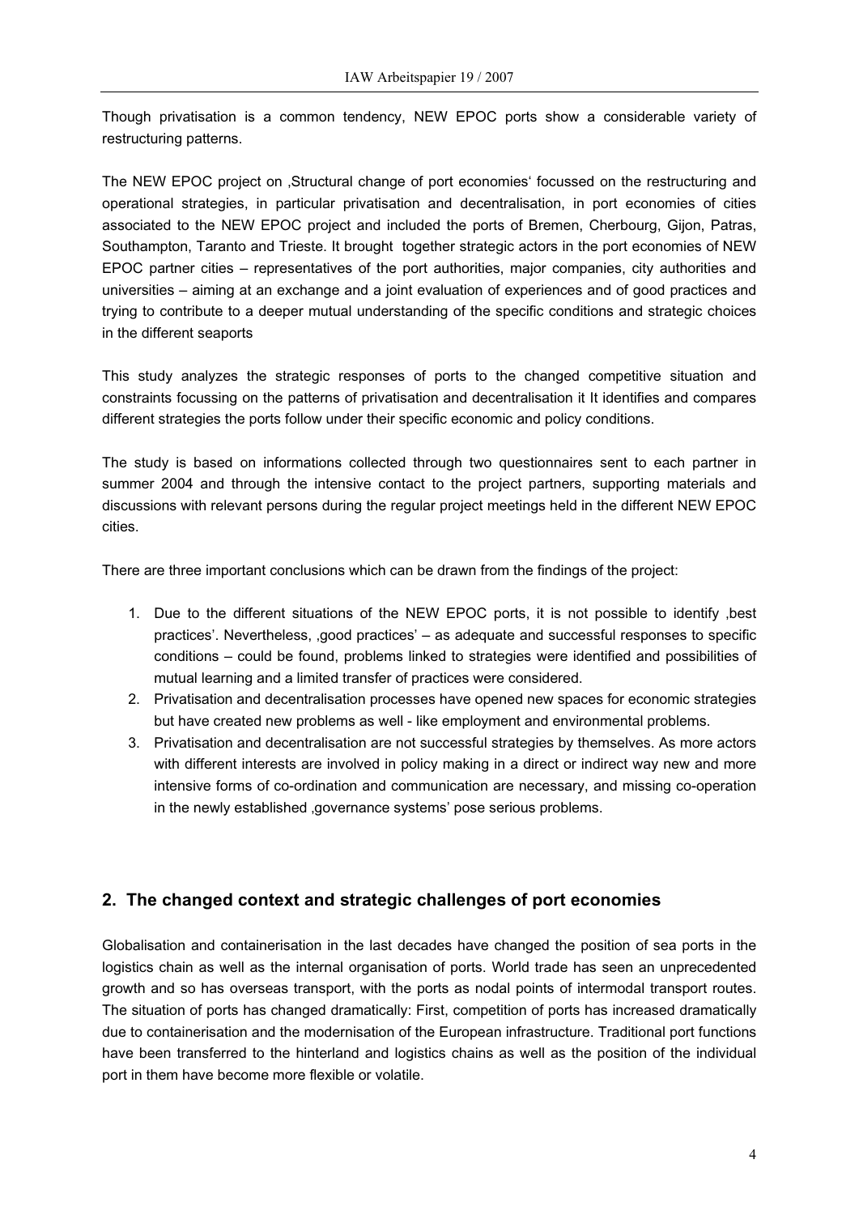Though privatisation is a common tendency, NEW EPOC ports show a considerable variety of restructuring patterns.

The NEW EPOC project on ‚Structural change of port economies' focussed on the restructuring and operational strategies, in particular privatisation and decentralisation, in port economies of cities associated to the NEW EPOC project and included the ports of Bremen, Cherbourg, Gijon, Patras, Southampton, Taranto and Trieste. It brought together strategic actors in the port economies of NEW EPOC partner cities – representatives of the port authorities, major companies, city authorities and universities – aiming at an exchange and a joint evaluation of experiences and of good practices and trying to contribute to a deeper mutual understanding of the specific conditions and strategic choices in the different seaports

This study analyzes the strategic responses of ports to the changed competitive situation and constraints focussing on the patterns of privatisation and decentralisation it It identifies and compares different strategies the ports follow under their specific economic and policy conditions.

The study is based on informations collected through two questionnaires sent to each partner in summer 2004 and through the intensive contact to the project partners, supporting materials and discussions with relevant persons during the regular project meetings held in the different NEW EPOC cities.

There are three important conclusions which can be drawn from the findings of the project:

1. Due to the different situations of the NEW EPOC ports, it is not possible to identify ‚best practices'. Nevertheless, ‚good practices' – as adequate and successful responses to specific conditions – could be found, problems linked to strategies were identified and possibilities of mutual learning and a limited transfer of practices were considered.
2. Privatisation and decentralisation processes have opened new spaces for economic strategies but have created new problems as well - like employment and environmental problems.
3. Privatisation and decentralisation are not successful strategies by themselves. As more actors with different interests are involved in policy making in a direct or indirect way new and more intensive forms of co-ordination and communication are necessary, and missing co-operation in the newly established ‚governance systems' pose serious problems.

## 2. The changed context and strategic challenges of port economies

Globalisation and containerisation in the last decades have changed the position of sea ports in the logistics chain as well as the internal organisation of ports. World trade has seen an unprecedented growth and so has overseas transport, with the ports as nodal points of intermodal transport routes. The situation of ports has changed dramatically: First, competition of ports has increased dramatically due to containerisation and the modernisation of the European infrastructure. Traditional port functions have been transferred to the hinterland and logistics chains as well as the position of the individual port in them have become more flexible or volatile.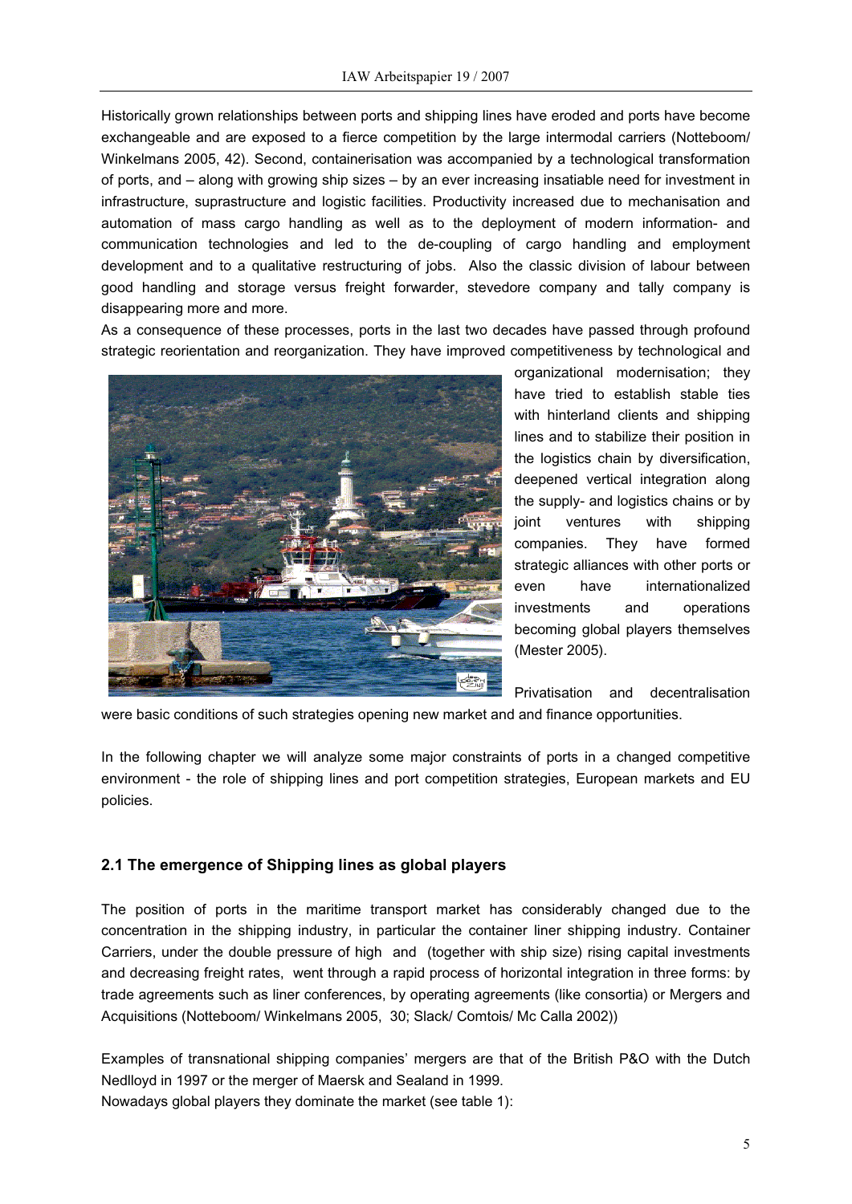Historically grown relationships between ports and shipping lines have eroded and ports have become exchangeable and are exposed to a fierce competition by the large intermodal carriers (Notteboom/ Winkelmans 2005, 42). Second, containerisation was accompanied by a technological transformation of ports, and – along with growing ship sizes – by an ever increasing insatiable need for investment in infrastructure, suprastructure and logistic facilities. Productivity increased due to mechanisation and automation of mass cargo handling as well as to the deployment of modern information- and communication technologies and led to the de-coupling of cargo handling and employment development and to a qualitative restructuring of jobs. Also the classic division of labour between good handling and storage versus freight forwarder, stevedore company and tally company is disappearing more and more.

As a consequence of these processes, ports in the last two decades have passed through profound strategic reorientation and reorganization. They have improved competitiveness by technological and organizational modernisation; they have tried to establish stable ties with hinterland clients and shipping lines and to stabilize their position in the logistics chain by diversification, deepened vertical integration along the supply- and logistics chains or by joint ventures with shipping companies. They have formed strategic alliances with other ports or even have internationalized investments and operations becoming global players themselves (Mester 2005).

Privatisation and decentralisation were basic conditions of such strategies opening new market and and finance opportunities.

In the following chapter we will analyze some major constraints of ports in a changed competitive environment - the role of shipping lines and port competition strategies, European markets and EU policies.

## 2.1 The emergence of Shipping lines as global players

The position of ports in the maritime transport market has considerably changed due to the concentration in the shipping industry, in particular the container liner shipping industry. Container Carriers, under the double pressure of high and (together with ship size) rising capital investments and decreasing freight rates, went through a rapid process of horizontal integration in three forms: by trade agreements such as liner conferences, by operating agreements (like consortia) or Mergers and Acquisitions (Notteboom/ Winkelmans 2005, 30; Slack/ Comtois/ Mc Calla 2002))

Examples of transnational shipping companies' mergers are that of the British P&O with the Dutch Nedlloyd in 1997 or the merger of Maersk and Sealand in 1999.

Nowadays global players they dominate the market (see table 1):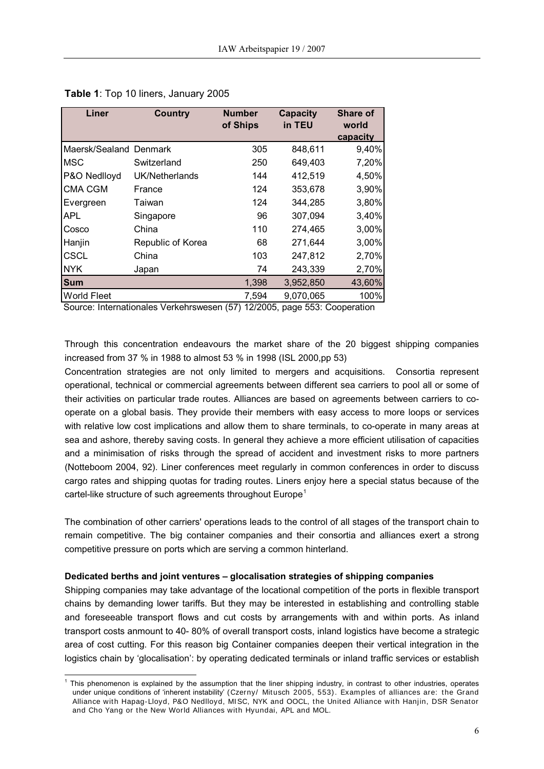**Table 1**: Top 10 liners, January 2005

| Liner | Country | Number of Ships | Capacity in TEU | Share of world capacity |
|---|---|---|---|---|
| Maersk/Sealand | Denmark | 305 | 848,611 | 9,40% |
| MSC | Switzerland | 250 | 649,403 | 7,20% |
| P&O Nedlloyd | UK/Netherlands | 144 | 412,519 | 4,50% |
| CMA CGM | France | 124 | 353,678 | 3,90% |
| Evergreen | Taiwan | 124 | 344,285 | 3,80% |
| APL | Singapore | 96 | 307,094 | 3,40% |
| Cosco | China | 110 | 274,465 | 3,00% |
| Hanjin | Republic of Korea | 68 | 271,644 | 3,00% |
| CSCL | China | 103 | 247,812 | 2,70% |
| NYK | Japan | 74 | 243,339 | 2,70% |
| **Sum** | | 1,398 | 3,952,850 | 43,60% |
| World Fleet | | 7,594 | 9,070,065 | 100% |

Source: Internationales Verkehrswesen (57) 12/2005, page 553: Cooperation

Through this concentration endeavours the market share of the 20 biggest shipping companies increased from 37 % in 1988 to almost 53 % in 1998 (ISL 2000,pp 53)

Concentration strategies are not only limited to mergers and acquisitions. Consortia represent operational, technical or commercial agreements between different sea carriers to pool all or some of their activities on particular trade routes. Alliances are based on agreements between carriers to co-operate on a global basis. They provide their members with easy access to more loops or services with relative low cost implications and allow them to share terminals, to co-operate in many areas at sea and ashore, thereby saving costs. In general they achieve a more efficient utilisation of capacities and a minimisation of risks through the spread of accident and investment risks to more partners (Notteboom 2004, 92). Liner conferences meet regularly in common conferences in order to discuss cargo rates and shipping quotas for trading routes. Liners enjoy here a special status because of the cartel-like structure of such agreements throughout Europe[1]

The combination of other carriers' operations leads to the control of all stages of the transport chain to remain competitive. The big container companies and their consortia and alliances exert a strong competitive pressure on ports which are serving a common hinterland.

**Dedicated berths and joint ventures – glocalisation strategies of shipping companies**

Shipping companies may take advantage of the locational competition of the ports in flexible transport chains by demanding lower tariffs. But they may be interested in establishing and controlling stable and foreseeable transport flows and cut costs by arrangements with and within ports. As inland transport costs anmount to 40- 80% of overall transport costs, inland logistics have become a strategic area of cost cutting. For this reason big Container companies deepen their vertical integration in the logistics chain by 'glocalisation': by operating dedicated terminals or inland traffic services or establish

[1] This phenomenon is explained by the assumption that the liner shipping industry, in contrast to other industries, operates under unique conditions of 'inherent instability' (Czerny/ Mitusch 2005, 553). Examples of alliances are: the Grand Alliance with Hapag-Lloyd, P&O Nedlloyd, MISC, NYK and OOCL, the United Alliance with Hanjin, DSR Senator and Cho Yang or the New World Alliances with Hyundai, APL and MOL.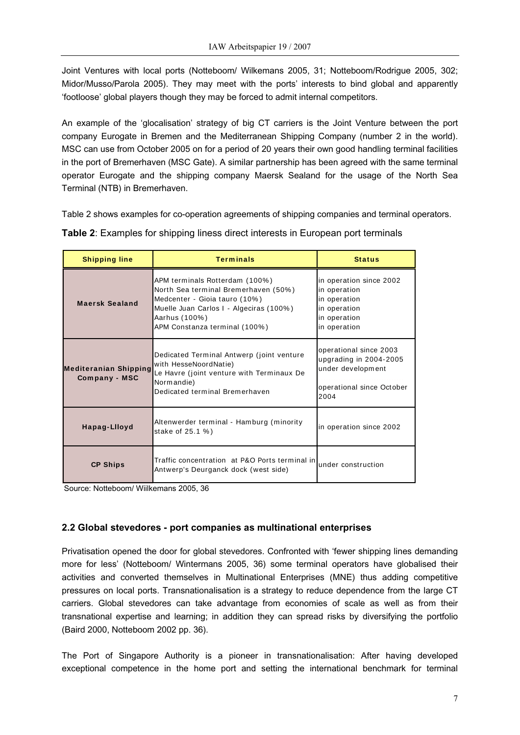Joint Ventures with local ports (Notteboom/ Wilkemans 2005, 31; Notteboom/Rodrigue 2005, 302; Midor/Musso/Parola 2005). They may meet with the ports' interests to bind global and apparently 'footloose' global players though they may be forced to admit internal competitors.

An example of the 'glocalisation' strategy of big CT carriers is the Joint Venture between the port company Eurogate in Bremen and the Mediterranean Shipping Company (number 2 in the world). MSC can use from October 2005 on for a period of 20 years their own good handling terminal facilities in the port of Bremerhaven (MSC Gate). A similar partnership has been agreed with the same terminal operator Eurogate and the shipping company Maersk Sealand for the usage of the North Sea Terminal (NTB) in Bremerhaven.

Table 2 shows examples for co-operation agreements of shipping companies and terminal operators.

**Table 2**: Examples for shipping liness direct interests in European port terminals

| Shipping line | Terminals | Status |
|---|---|---|
| **Maersk Sealand** | APM terminals Rotterdam (100%)<br>North Sea terminal Bremerhaven (50%)<br>Medcenter - Gioia tauro (10%)<br>Muelle Juan Carlos I - Algeciras (100%)<br>Aarhus (100%)<br>APM Constanza terminal (100%) | in operation since 2002<br>in operation<br>in operation<br>in operation<br>in operation<br>in operation |
| **Mediteranian Shipping Company - MSC** | Dedicated Terminal Antwerp (joint venture with HesseNoordNatie)<br>Le Havre (joint venture with Terminaux De Normandie)<br>Dedicated terminal Bremerhaven | operational since 2003<br>upgrading in 2004-2005<br>under development<br><br>operational since October 2004 |
| **Hapag-Llloyd** | Altenwerder terminal - Hamburg (minority stake of 25.1 %) | in operation since 2002 |
| **CP Ships** | Traffic concentration at P&O Ports terminal in Antwerp's Deurganck dock (west side) | under construction |

Source: Notteboom/ Wiilkemans 2005, 36

### 2.2 Global stevedores - port companies as multinational enterprises

Privatisation opened the door for global stevedores. Confronted with 'fewer shipping lines demanding more for less' (Notteboom/ Wintermans 2005, 36) some terminal operators have globalised their activities and converted themselves in Multinational Enterprises (MNE) thus adding competitive pressures on local ports. Transnationalisation is a strategy to reduce dependence from the large CT carriers. Global stevedores can take advantage from economies of scale as well as from their transnational expertise and learning; in addition they can spread risks by diversifying the portfolio (Baird 2000, Notteboom 2002 pp. 36).

The Port of Singapore Authority is a pioneer in transnationalisation: After having developed exceptional competence in the home port and setting the international benchmark for terminal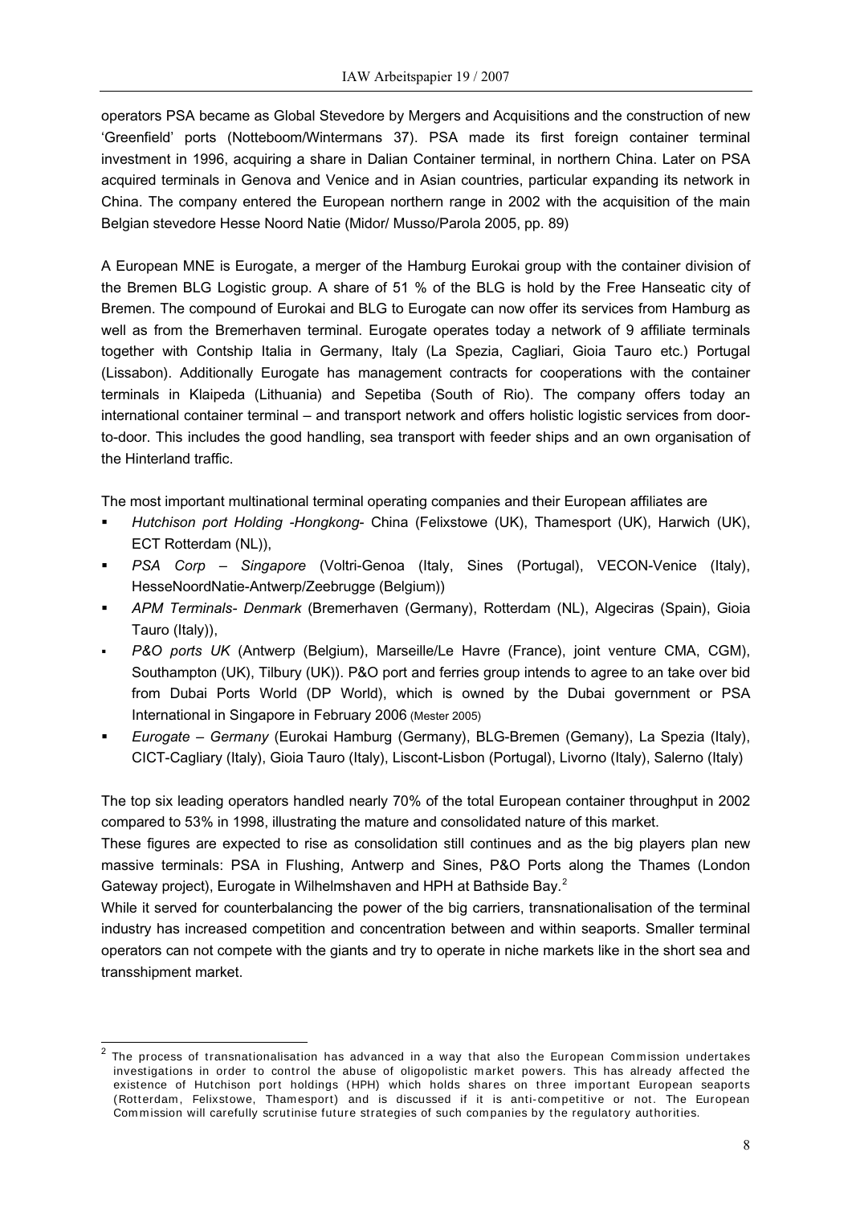operators PSA became as Global Stevedore by Mergers and Acquisitions and the construction of new 'Greenfield' ports (Notteboom/Wintermans 37). PSA made its first foreign container terminal investment in 1996, acquiring a share in Dalian Container terminal, in northern China. Later on PSA acquired terminals in Genova and Venice and in Asian countries, particular expanding its network in China. The company entered the European northern range in 2002 with the acquisition of the main Belgian stevedore Hesse Noord Natie (Midor/ Musso/Parola 2005, pp. 89)

A European MNE is Eurogate, a merger of the Hamburg Eurokai group with the container division of the Bremen BLG Logistic group. A share of 51 % of the BLG is hold by the Free Hanseatic city of Bremen. The compound of Eurokai and BLG to Eurogate can now offer its services from Hamburg as well as from the Bremerhaven terminal. Eurogate operates today a network of 9 affiliate terminals together with Contship Italia in Germany, Italy (La Spezia, Cagliari, Gioia Tauro etc.) Portugal (Lissabon). Additionally Eurogate has management contracts for cooperations with the container terminals in Klaipeda (Lithuania) and Sepetiba (South of Rio). The company offers today an international container terminal – and transport network and offers holistic logistic services from door-to-door. This includes the good handling, sea transport with feeder ships and an own organisation of the Hinterland traffic.

The most important multinational terminal operating companies and their European affiliates are

- *Hutchison port Holding -Hongkong-* China (Felixstowe (UK), Thamesport (UK), Harwich (UK), ECT Rotterdam (NL)),
- *PSA Corp – Singapore* (Voltri-Genoa (Italy, Sines (Portugal), VECON-Venice (Italy), HesseNoordNatie-Antwerp/Zeebrugge (Belgium))
- *APM Terminals- Denmark* (Bremerhaven (Germany), Rotterdam (NL), Algeciras (Spain), Gioia Tauro (Italy)),
- *P&O ports UK* (Antwerp (Belgium), Marseille/Le Havre (France), joint venture CMA, CGM), Southampton (UK), Tilbury (UK)). P&O port and ferries group intends to agree to an take over bid from Dubai Ports World (DP World), which is owned by the Dubai government or PSA International in Singapore in February 2006 (Mester 2005)
- *Eurogate – Germany* (Eurokai Hamburg (Germany), BLG-Bremen (Gemany), La Spezia (Italy), CICT-Cagliary (Italy), Gioia Tauro (Italy), Liscont-Lisbon (Portugal), Livorno (Italy), Salerno (Italy)

The top six leading operators handled nearly 70% of the total European container throughput in 2002 compared to 53% in 1998, illustrating the mature and consolidated nature of this market.
These figures are expected to rise as consolidation still continues and as the big players plan new massive terminals: PSA in Flushing, Antwerp and Sines, P&O Ports along the Thames (London Gateway project), Eurogate in Wilhelmshaven and HPH at Bathside Bay.[2]
While it served for counterbalancing the power of the big carriers, transnationalisation of the terminal industry has increased competition and concentration between and within seaports. Smaller terminal operators can not compete with the giants and try to operate in niche markets like in the short sea and transshipment market.

---

[2] The process of transnationalisation has advanced in a way that also the European Commission undertakes investigations in order to control the abuse of oligopolistic market powers. This has already affected the existence of Hutchison port holdings (HPH) which holds shares on three important European seaports (Rotterdam, Felixstowe, Thamesport) and is discussed if it is anti-competitive or not. The European Commission will carefully scrutinise future strategies of such companies by the regulatory authorities.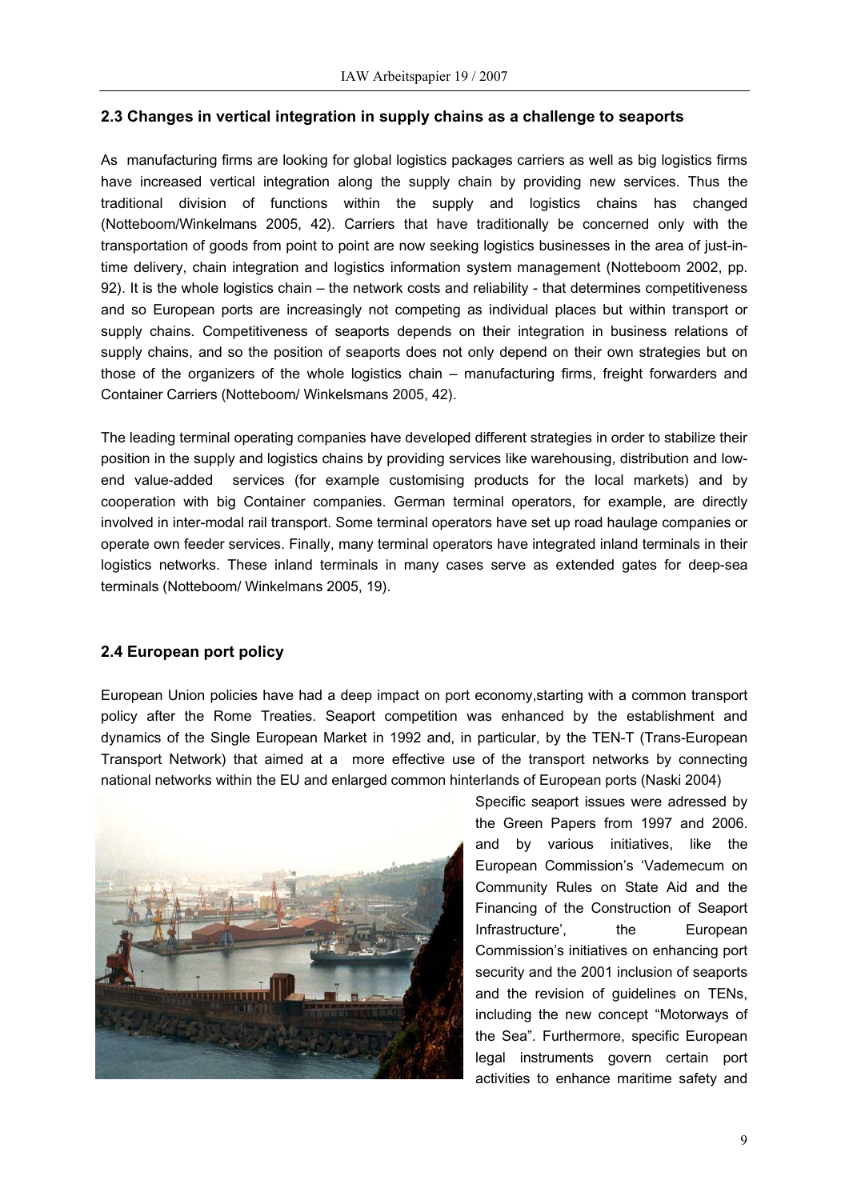## 2.3 Changes in vertical integration in supply chains as a challenge to seaports

As manufacturing firms are looking for global logistics packages carriers as well as big logistics firms have increased vertical integration along the supply chain by providing new services. Thus the traditional division of functions within the supply and logistics chains has changed (Notteboom/Winkelmans 2005, 42). Carriers that have traditionally be concerned only with the transportation of goods from point to point are now seeking logistics businesses in the area of just-in-time delivery, chain integration and logistics information system management (Notteboom 2002, pp. 92). It is the whole logistics chain – the network costs and reliability - that determines competitiveness and so European ports are increasingly not competing as individual places but within transport or supply chains. Competitiveness of seaports depends on their integration in business relations of supply chains, and so the position of seaports does not only depend on their own strategies but on those of the organizers of the whole logistics chain – manufacturing firms, freight forwarders and Container Carriers (Notteboom/ Winkelsmans 2005, 42).

The leading terminal operating companies have developed different strategies in order to stabilize their position in the supply and logistics chains by providing services like warehousing, distribution and low-end value-added services (for example customising products for the local markets) and by cooperation with big Container companies. German terminal operators, for example, are directly involved in inter-modal rail transport. Some terminal operators have set up road haulage companies or operate own feeder services. Finally, many terminal operators have integrated inland terminals in their logistics networks. These inland terminals in many cases serve as extended gates for deep-sea terminals (Notteboom/ Winkelmans 2005, 19).

## 2.4 European port policy

European Union policies have had a deep impact on port economy,starting with a common transport policy after the Rome Treaties. Seaport competition was enhanced by the establishment and dynamics of the Single European Market in 1992 and, in particular, by the TEN-T (Trans-European Transport Network) that aimed at a more effective use of the transport networks by connecting national networks within the EU and enlarged common hinterlands of European ports (Naski 2004)

Specific seaport issues were adressed by the Green Papers from 1997 and 2006. and by various initiatives, like the European Commission's 'Vademecum on Community Rules on State Aid and the Financing of the Construction of Seaport Infrastructure', the European Commission's initiatives on enhancing port security and the 2001 inclusion of seaports and the revision of guidelines on TENs, including the new concept "Motorways of the Sea". Furthermore, specific European legal instruments govern certain port activities to enhance maritime safety and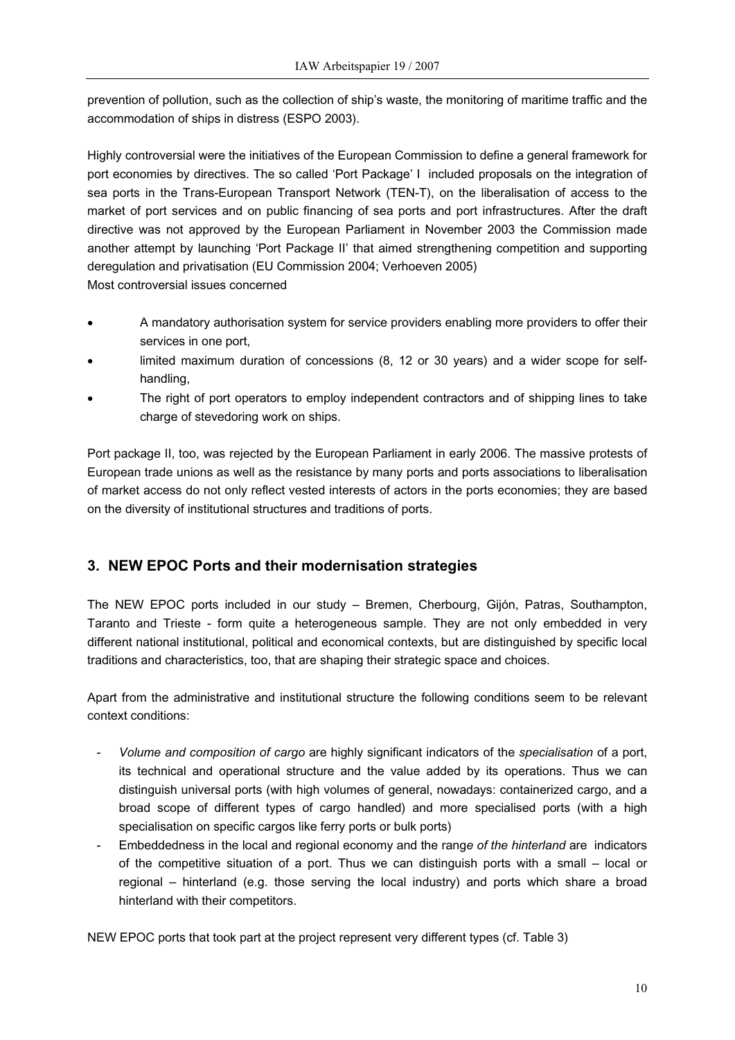prevention of pollution, such as the collection of ship's waste, the monitoring of maritime traffic and the accommodation of ships in distress (ESPO 2003).

Highly controversial were the initiatives of the European Commission to define a general framework for port economies by directives. The so called 'Port Package' I included proposals on the integration of sea ports in the Trans-European Transport Network (TEN-T), on the liberalisation of access to the market of port services and on public financing of sea ports and port infrastructures. After the draft directive was not approved by the European Parliament in November 2003 the Commission made another attempt by launching 'Port Package II' that aimed strengthening competition and supporting deregulation and privatisation (EU Commission 2004; Verhoeven 2005)
Most controversial issues concerned

- A mandatory authorisation system for service providers enabling more providers to offer their services in one port,
- limited maximum duration of concessions (8, 12 or 30 years) and a wider scope for self-handling,
- The right of port operators to employ independent contractors and of shipping lines to take charge of stevedoring work on ships.

Port package II, too, was rejected by the European Parliament in early 2006. The massive protests of European trade unions as well as the resistance by many ports and ports associations to liberalisation of market access do not only reflect vested interests of actors in the ports economies; they are based on the diversity of institutional structures and traditions of ports.

## 3. NEW EPOC Ports and their modernisation strategies

The NEW EPOC ports included in our study – Bremen, Cherbourg, Gijón, Patras, Southampton, Taranto and Trieste - form quite a heterogeneous sample. They are not only embedded in very different national institutional, political and economical contexts, but are distinguished by specific local traditions and characteristics, too, that are shaping their strategic space and choices.

Apart from the administrative and institutional structure the following conditions seem to be relevant context conditions:

- *Volume and composition of cargo* are highly significant indicators of the *specialisation* of a port, its technical and operational structure and the value added by its operations. Thus we can distinguish universal ports (with high volumes of general, nowadays: containerized cargo, and a broad scope of different types of cargo handled) and more specialised ports (with a high specialisation on specific cargos like ferry ports or bulk ports)
- Embeddedness in the local and regional economy and the rang*e of the hinterland* are indicators of the competitive situation of a port. Thus we can distinguish ports with a small – local or regional – hinterland (e.g. those serving the local industry) and ports which share a broad hinterland with their competitors.

NEW EPOC ports that took part at the project represent very different types (cf. Table 3)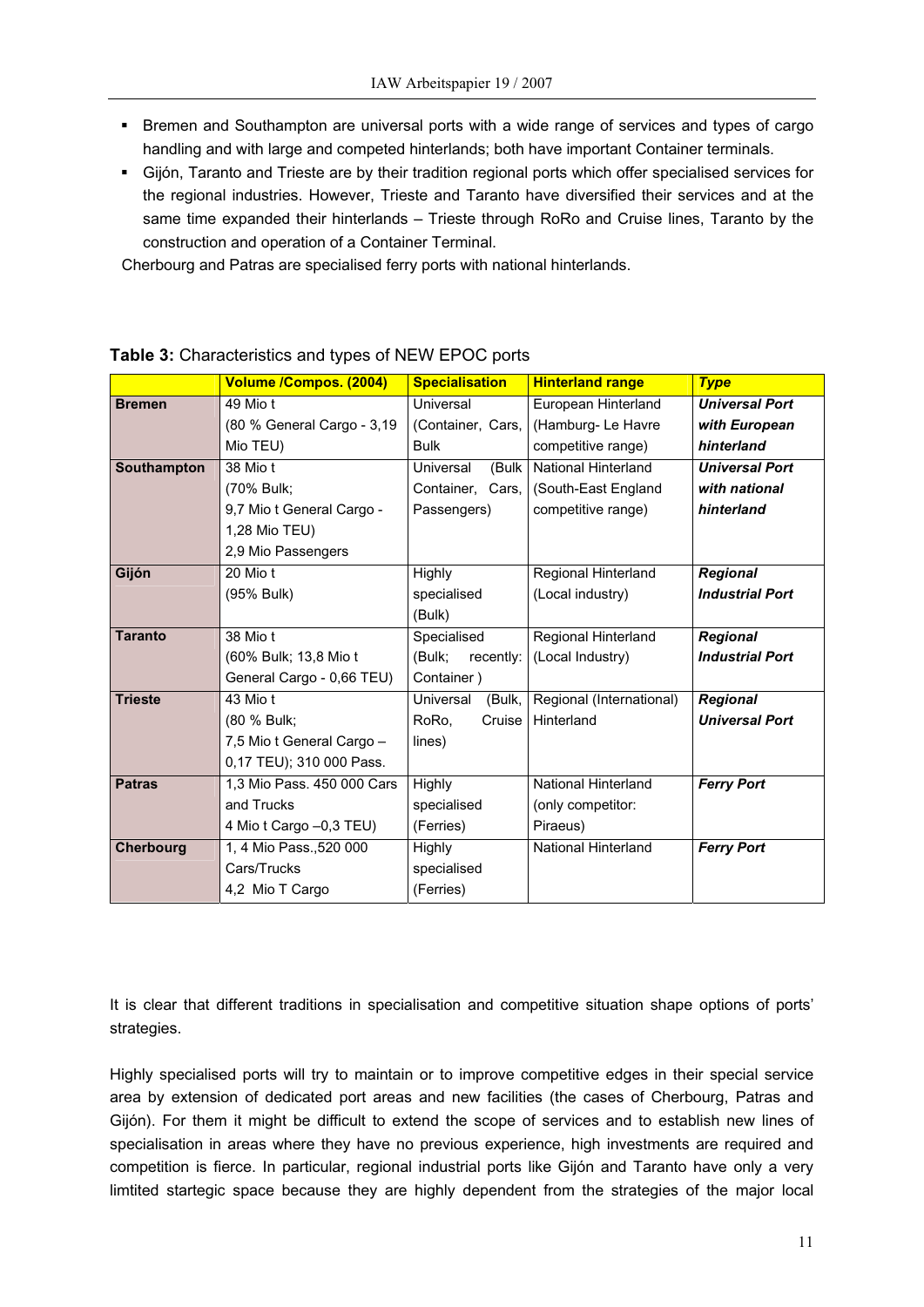- Bremen and Southampton are universal ports with a wide range of services and types of cargo handling and with large and competed hinterlands; both have important Container terminals.
- Gijón, Taranto and Trieste are by their tradition regional ports which offer specialised services for the regional industries. However, Trieste and Taranto have diversified their services and at the same time expanded their hinterlands – Trieste through RoRo and Cruise lines, Taranto by the construction and operation of a Container Terminal.

Cherbourg and Patras are specialised ferry ports with national hinterlands.

**Table 3:** Characteristics and types of NEW EPOC ports

| | **Volume /Compos. (2004)** | **Specialisation** | **Hinterland range** | ***Type*** |
|---|---|---|---|---|
| **Bremen** | 49 Mio t (80 % General Cargo - 3,19 Mio TEU) | Universal (Container, Cars, Bulk | European Hinterland (Hamburg- Le Havre competitive range) | ***Universal Port with European hinterland*** |
| **Southampton** | 38 Mio t (70% Bulk; 9,7 Mio t General Cargo - 1,28 Mio TEU) 2,9 Mio Passengers | Universal (Bulk Container, Cars, Passengers) | National Hinterland (South-East England competitive range) | ***Universal Port with national hinterland*** |
| **Gijón** | 20 Mio t (95% Bulk) | Highly specialised (Bulk) | Regional Hinterland (Local industry) | ***Regional Industrial Port*** |
| **Taranto** | 38 Mio t (60% Bulk; 13,8 Mio t General Cargo - 0,66 TEU) | Specialised (Bulk; recently: Container ) | Regional Hinterland (Local Industry) | ***Regional Industrial Port*** |
| **Trieste** | 43 Mio t (80 % Bulk; 7,5 Mio t General Cargo – 0,17 TEU); 310 000 Pass. | Universal (Bulk, RoRo, Cruise lines) | Regional (International) Hinterland | ***Regional Universal Port*** |
| **Patras** | 1,3 Mio Pass. 450 000 Cars and Trucks 4 Mio t Cargo –0,3 TEU) | Highly specialised (Ferries) | National Hinterland (only competitor: Piraeus) | ***Ferry Port*** |
| **Cherbourg** | 1, 4 Mio Pass.,520 000 Cars/Trucks 4,2 Mio T Cargo | Highly specialised (Ferries) | National Hinterland | ***Ferry Port*** |

It is clear that different traditions in specialisation and competitive situation shape options of ports' strategies.

Highly specialised ports will try to maintain or to improve competitive edges in their special service area by extension of dedicated port areas and new facilities (the cases of Cherbourg, Patras and Gijón). For them it might be difficult to extend the scope of services and to establish new lines of specialisation in areas where they have no previous experience, high investments are required and competition is fierce. In particular, regional industrial ports like Gijón and Taranto have only a very limtited startegic space because they are highly dependent from the strategies of the major local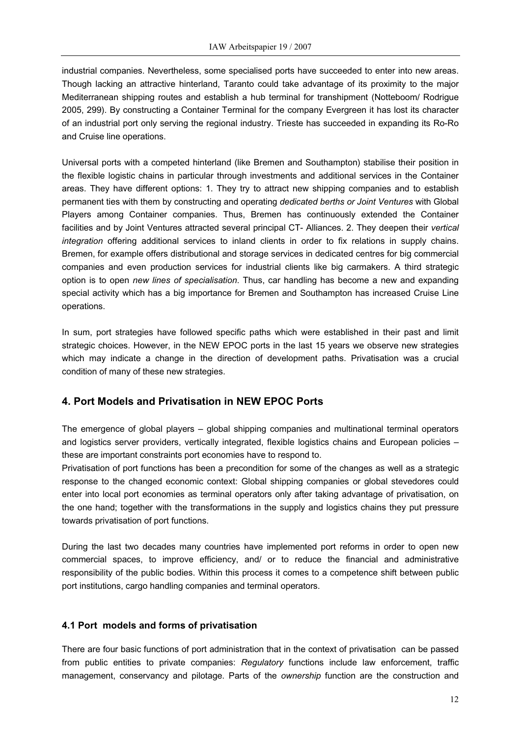industrial companies. Nevertheless, some specialised ports have succeeded to enter into new areas. Though lacking an attractive hinterland, Taranto could take advantage of its proximity to the major Mediterranean shipping routes and establish a hub terminal for transhipment (Notteboom/ Rodrigue 2005, 299). By constructing a Container Terminal for the company Evergreen it has lost its character of an industrial port only serving the regional industry. Trieste has succeeded in expanding its Ro-Ro and Cruise line operations.

Universal ports with a competed hinterland (like Bremen and Southampton) stabilise their position in the flexible logistic chains in particular through investments and additional services in the Container areas. They have different options: 1. They try to attract new shipping companies and to establish permanent ties with them by constructing and operating *dedicated berths or Joint Ventures* with Global Players among Container companies. Thus, Bremen has continuously extended the Container facilities and by Joint Ventures attracted several principal CT- Alliances. 2. They deepen their *vertical integration* offering additional services to inland clients in order to fix relations in supply chains. Bremen, for example offers distributional and storage services in dedicated centres for big commercial companies and even production services for industrial clients like big carmakers. A third strategic option is to open *new lines of specialisation*. Thus, car handling has become a new and expanding special activity which has a big importance for Bremen and Southampton has increased Cruise Line operations.

In sum, port strategies have followed specific paths which were established in their past and limit strategic choices. However, in the NEW EPOC ports in the last 15 years we observe new strategies which may indicate a change in the direction of development paths. Privatisation was a crucial condition of many of these new strategies.

## 4. Port Models and Privatisation in NEW EPOC Ports

The emergence of global players – global shipping companies and multinational terminal operators and logistics server providers, vertically integrated, flexible logistics chains and European policies – these are important constraints port economies have to respond to.

Privatisation of port functions has been a precondition for some of the changes as well as a strategic response to the changed economic context: Global shipping companies or global stevedores could enter into local port economies as terminal operators only after taking advantage of privatisation, on the one hand; together with the transformations in the supply and logistics chains they put pressure towards privatisation of port functions.

During the last two decades many countries have implemented port reforms in order to open new commercial spaces, to improve efficiency, and/ or to reduce the financial and administrative responsibility of the public bodies. Within this process it comes to a competence shift between public port institutions, cargo handling companies and terminal operators.

### 4.1 Port models and forms of privatisation

There are four basic functions of port administration that in the context of privatisation can be passed from public entities to private companies: *Regulatory* functions include law enforcement, traffic management, conservancy and pilotage. Parts of the *ownership* function are the construction and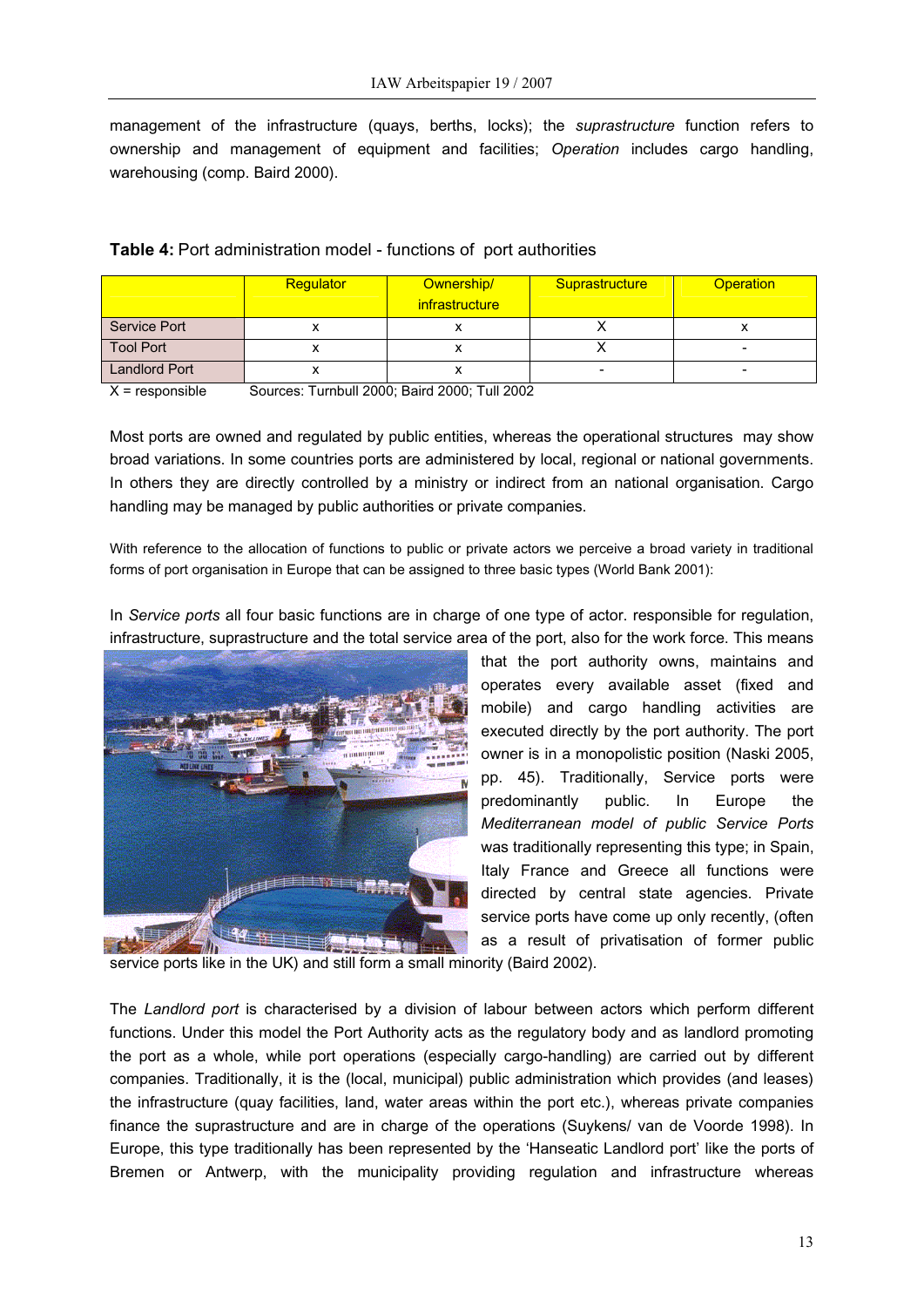management of the infrastructure (quays, berths, locks); the *suprastructure* function refers to ownership and management of equipment and facilities; *Operation* includes cargo handling, warehousing (comp. Baird 2000).

**Table 4:** Port administration model - functions of port authorities

| | Regulator | Ownership/ infrastructure | Suprastructure | Operation |
|---|---|---|---|---|
| Service Port | x | x | X | x |
| Tool Port | x | x | X | - |
| Landlord Port | x | x | - | - |

X = responsible    Sources: Turnbull 2000; Baird 2000; Tull 2002

Most ports are owned and regulated by public entities, whereas the operational structures may show broad variations. In some countries ports are administered by local, regional or national governments. In others they are directly controlled by a ministry or indirect from an national organisation. Cargo handling may be managed by public authorities or private companies.

With reference to the allocation of functions to public or private actors we perceive a broad variety in traditional forms of port organisation in Europe that can be assigned to three basic types (World Bank 2001):

In *Service ports* all four basic functions are in charge of one type of actor. responsible for regulation, infrastructure, suprastructure and the total service area of the port, also for the work force. This means that the port authority owns, maintains and operates every available asset (fixed and mobile) and cargo handling activities are executed directly by the port authority. The port owner is in a monopolistic position (Naski 2005, pp. 45). Traditionally, Service ports were predominantly public. In Europe the *Mediterranean model of public Service Ports* was traditionally representing this type; in Spain, Italy France and Greece all functions were directed by central state agencies. Private service ports have come up only recently, (often as a result of privatisation of former public service ports like in the UK) and still form a small minority (Baird 2002).

The *Landlord port* is characterised by a division of labour between actors which perform different functions. Under this model the Port Authority acts as the regulatory body and as landlord promoting the port as a whole, while port operations (especially cargo-handling) are carried out by different companies. Traditionally, it is the (local, municipal) public administration which provides (and leases) the infrastructure (quay facilities, land, water areas within the port etc.), whereas private companies finance the suprastructure and are in charge of the operations (Suykens/ van de Voorde 1998). In Europe, this type traditionally has been represented by the 'Hanseatic Landlord port' like the ports of Bremen or Antwerp, with the municipality providing regulation and infrastructure whereas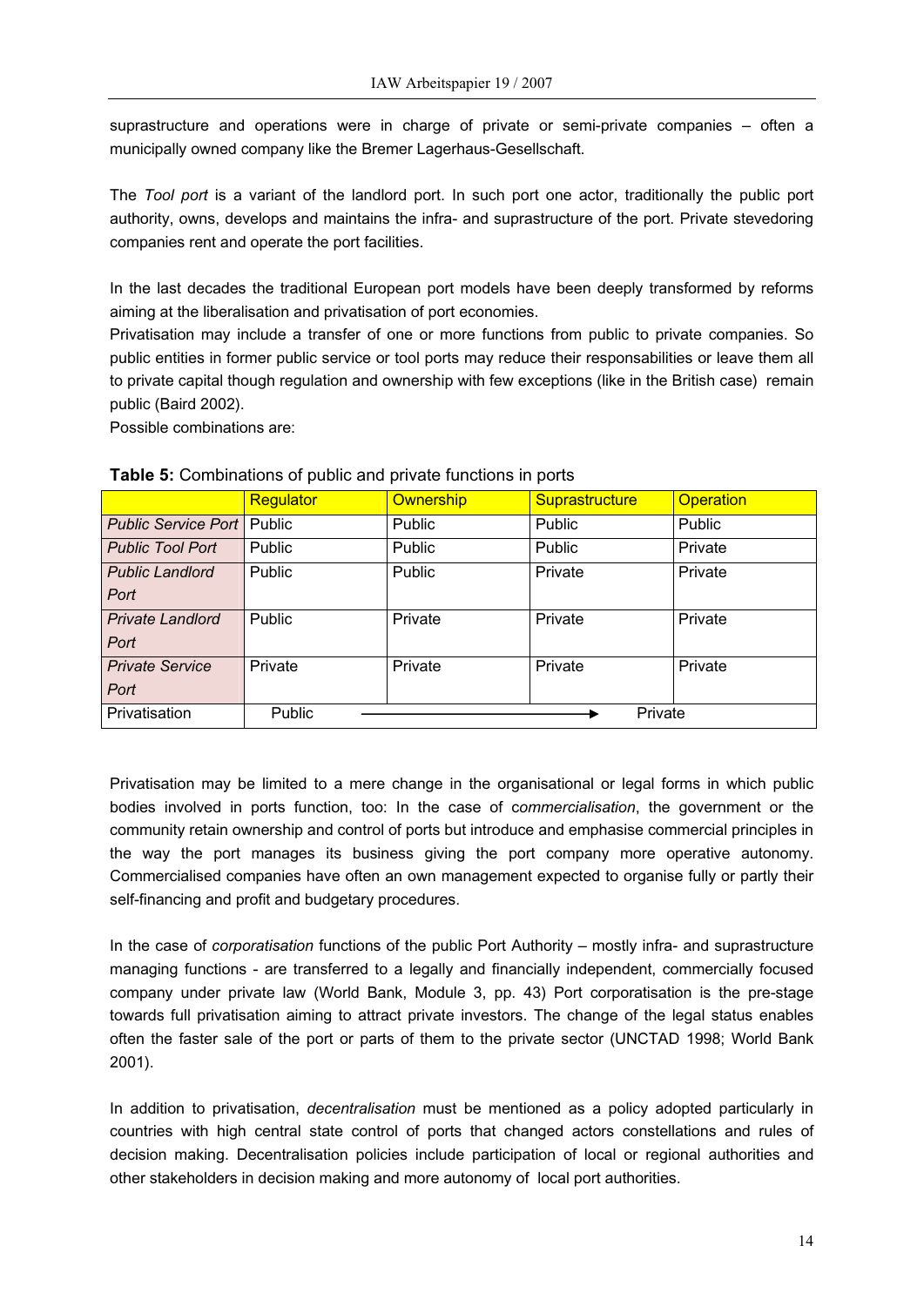suprastructure and operations were in charge of private or semi-private companies – often a municipally owned company like the Bremer Lagerhaus-Gesellschaft.

The *Tool port* is a variant of the landlord port. In such port one actor, traditionally the public port authority, owns, develops and maintains the infra- and suprastructure of the port. Private stevedoring companies rent and operate the port facilities.

In the last decades the traditional European port models have been deeply transformed by reforms aiming at the liberalisation and privatisation of port economies.
Privatisation may include a transfer of one or more functions from public to private companies. So public entities in former public service or tool ports may reduce their responsabilities or leave them all to private capital though regulation and ownership with few exceptions (like in the British case) remain public (Baird 2002).
Possible combinations are:

**Table 5:** Combinations of public and private functions in ports

| | Regulator | Ownership | Suprastructure | Operation |
|---|---|---|---|---|
| *Public Service Port* | Public | Public | Public | Public |
| *Public Tool Port* | Public | Public | Public | Private |
| *Public Landlord Port* | Public | Public | Private | Private |
| *Private Landlord Port* | Public | Private | Private | Private |
| *Private Service Port* | Private | Private | Private | Private |
| Privatisation | Public | ⟶ | ⟶ | Private |

Privatisation may be limited to a mere change in the organisational or legal forms in which public bodies involved in ports function, too: In the case of c*ommercialisation*, the government or the community retain ownership and control of ports but introduce and emphasise commercial principles in the way the port manages its business giving the port company more operative autonomy. Commercialised companies have often an own management expected to organise fully or partly their self-financing and profit and budgetary procedures.

In the case of *corporatisation* functions of the public Port Authority – mostly infra- and suprastructure managing functions - are transferred to a legally and financially independent, commercially focused company under private law (World Bank, Module 3, pp. 43) Port corporatisation is the pre-stage towards full privatisation aiming to attract private investors. The change of the legal status enables often the faster sale of the port or parts of them to the private sector (UNCTAD 1998; World Bank 2001).

In addition to privatisation, *decentralisation* must be mentioned as a policy adopted particularly in countries with high central state control of ports that changed actors constellations and rules of decision making. Decentralisation policies include participation of local or regional authorities and other stakeholders in decision making and more autonomy of local port authorities.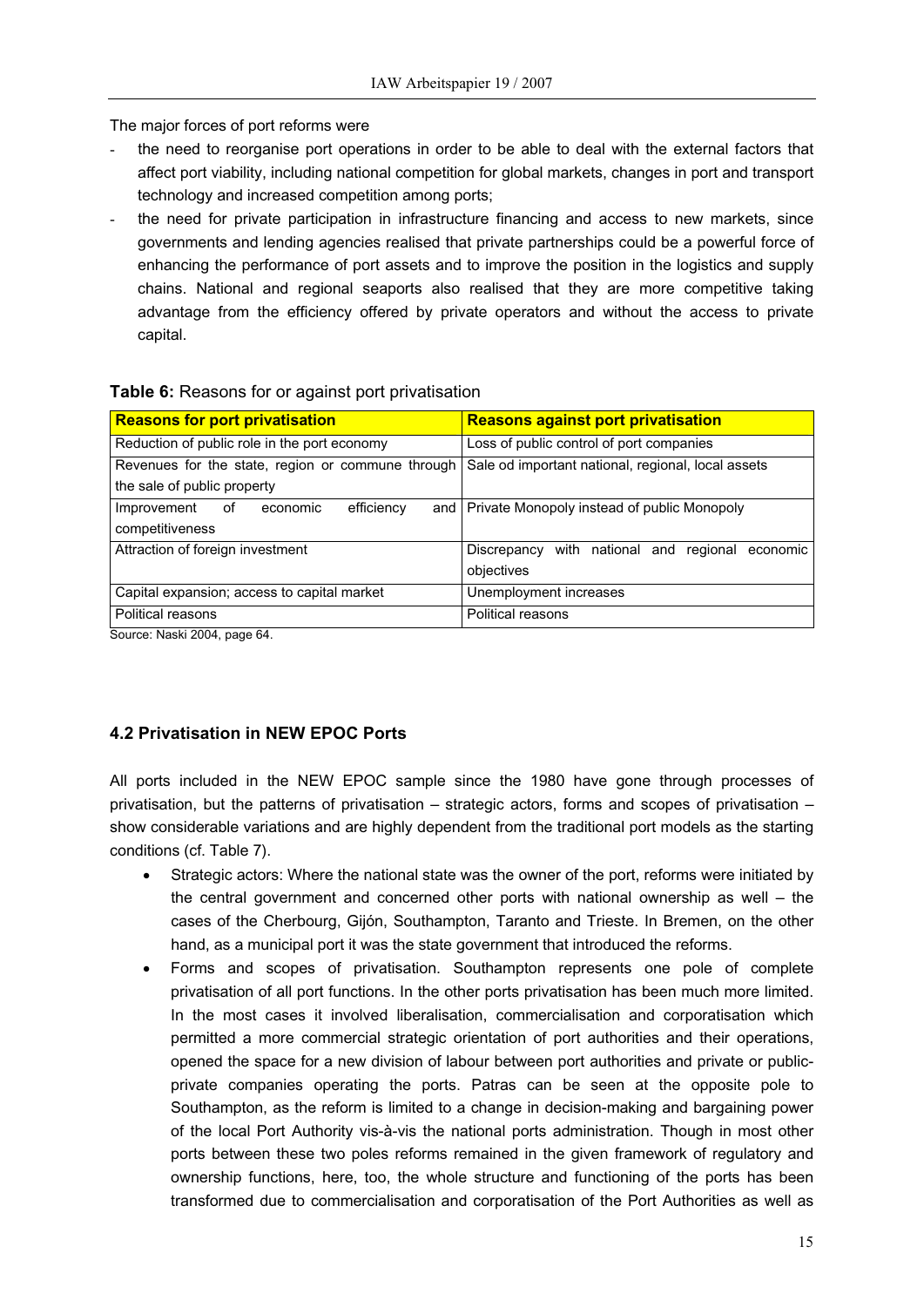The major forces of port reforms were

- the need to reorganise port operations in order to be able to deal with the external factors that affect port viability, including national competition for global markets, changes in port and transport technology and increased competition among ports;
- the need for private participation in infrastructure financing and access to new markets, since governments and lending agencies realised that private partnerships could be a powerful force of enhancing the performance of port assets and to improve the position in the logistics and supply chains. National and regional seaports also realised that they are more competitive taking advantage from the efficiency offered by private operators and without the access to private capital.

**Table 6:** Reasons for or against port privatisation

| Reasons for port privatisation | Reasons against port privatisation |
|---|---|
| Reduction of public role in the port economy | Loss of public control of port companies |
| Revenues for the state, region or commune through the sale of public property | Sale od important national, regional, local assets |
| Improvement of economic efficiency and competitiveness | Private Monopoly instead of public Monopoly |
| Attraction of foreign investment | Discrepancy with national and regional economic objectives |
| Capital expansion; access to capital market | Unemployment increases |
| Political reasons | Political reasons |

Source: Naski 2004, page 64.

### 4.2 Privatisation in NEW EPOC Ports

All ports included in the NEW EPOC sample since the 1980 have gone through processes of privatisation, but the patterns of privatisation – strategic actors, forms and scopes of privatisation – show considerable variations and are highly dependent from the traditional port models as the starting conditions (cf. Table 7).

- Strategic actors: Where the national state was the owner of the port, reforms were initiated by the central government and concerned other ports with national ownership as well – the cases of the Cherbourg, Gijón, Southampton, Taranto and Trieste. In Bremen, on the other hand, as a municipal port it was the state government that introduced the reforms.
- Forms and scopes of privatisation. Southampton represents one pole of complete privatisation of all port functions. In the other ports privatisation has been much more limited. In the most cases it involved liberalisation, commercialisation and corporatisation which permitted a more commercial strategic orientation of port authorities and their operations, opened the space for a new division of labour between port authorities and private or public-private companies operating the ports. Patras can be seen at the opposite pole to Southampton, as the reform is limited to a change in decision-making and bargaining power of the local Port Authority vis-à-vis the national ports administration. Though in most other ports between these two poles reforms remained in the given framework of regulatory and ownership functions, here, too, the whole structure and functioning of the ports has been transformed due to commercialisation and corporatisation of the Port Authorities as well as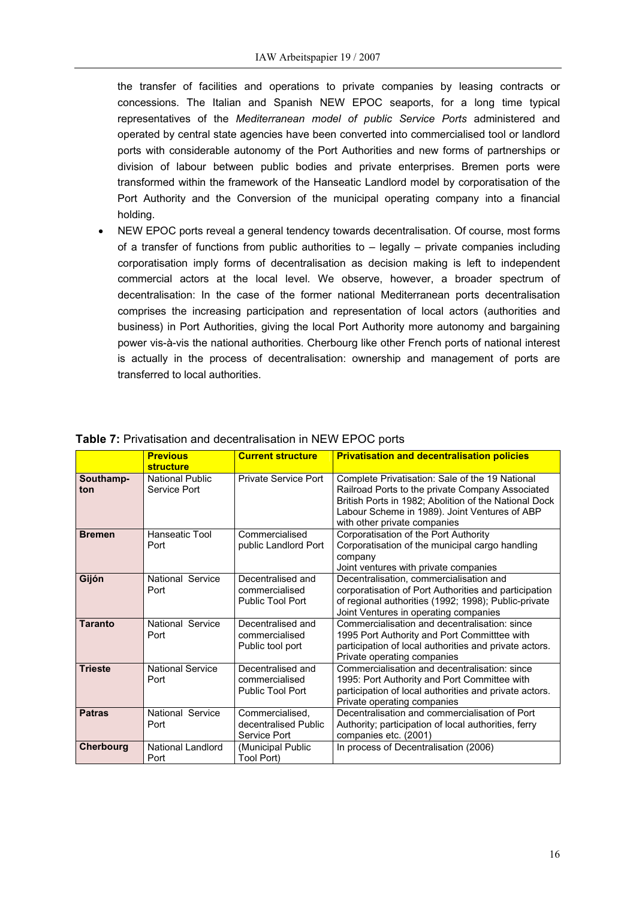the transfer of facilities and operations to private companies by leasing contracts or concessions. The Italian and Spanish NEW EPOC seaports, for a long time typical representatives of the *Mediterranean model of public Service Ports* administered and operated by central state agencies have been converted into commercialised tool or landlord ports with considerable autonomy of the Port Authorities and new forms of partnerships or division of labour between public bodies and private enterprises. Bremen ports were transformed within the framework of the Hanseatic Landlord model by corporatisation of the Port Authority and the Conversion of the municipal operating company into a financial holding.

- NEW EPOC ports reveal a general tendency towards decentralisation. Of course, most forms of a transfer of functions from public authorities to – legally – private companies including corporatisation imply forms of decentralisation as decision making is left to independent commercial actors at the local level. We observe, however, a broader spectrum of decentralisation: In the case of the former national Mediterranean ports decentralisation comprises the increasing participation and representation of local actors (authorities and business) in Port Authorities, giving the local Port Authority more autonomy and bargaining power vis-à-vis the national authorities. Cherbourg like other French ports of national interest is actually in the process of decentralisation: ownership and management of ports are transferred to local authorities.

**Table 7:** Privatisation and decentralisation in NEW EPOC ports

| | Previous structure | Current structure | Privatisation and decentralisation policies |
|---|---|---|---|
| **Southampton** | National Public Service Port | Private Service Port | Complete Privatisation: Sale of the 19 National Railroad Ports to the private Company Associated British Ports in 1982; Abolition of the National Dock Labour Scheme in 1989). Joint Ventures of ABP with other private companies |
| **Bremen** | Hanseatic Tool Port | Commercialised public Landlord Port | Corporatisation of the Port Authority<br>Corporatisation of the municipal cargo handling company<br>Joint ventures with private companies |
| **Gijón** | National Service Port | Decentralised and commercialised Public Tool Port | Decentralisation, commercialisation and corporatisation of Port Authorities and participation of regional authorities (1992; 1998); Public-private Joint Ventures in operating companies |
| **Taranto** | National Service Port | Decentralised and commercialised Public tool port | Commercialisation and decentralisation: since 1995 Port Authority and Port Committtee with participation of local authorities and private actors. Private operating companies |
| **Trieste** | National Service Port | Decentralised and commercialised Public Tool Port | Commercialisation and decentralisation: since 1995: Port Authority and Port Committee with participation of local authorities and private actors. Private operating companies |
| **Patras** | National Service Port | Commercialised, decentralised Public Service Port | Decentralisation and commercialisation of Port Authority; participation of local authorities, ferry companies etc. (2001) |
| **Cherbourg** | National Landlord Port | (Municipal Public Tool Port) | In process of Decentralisation (2006) |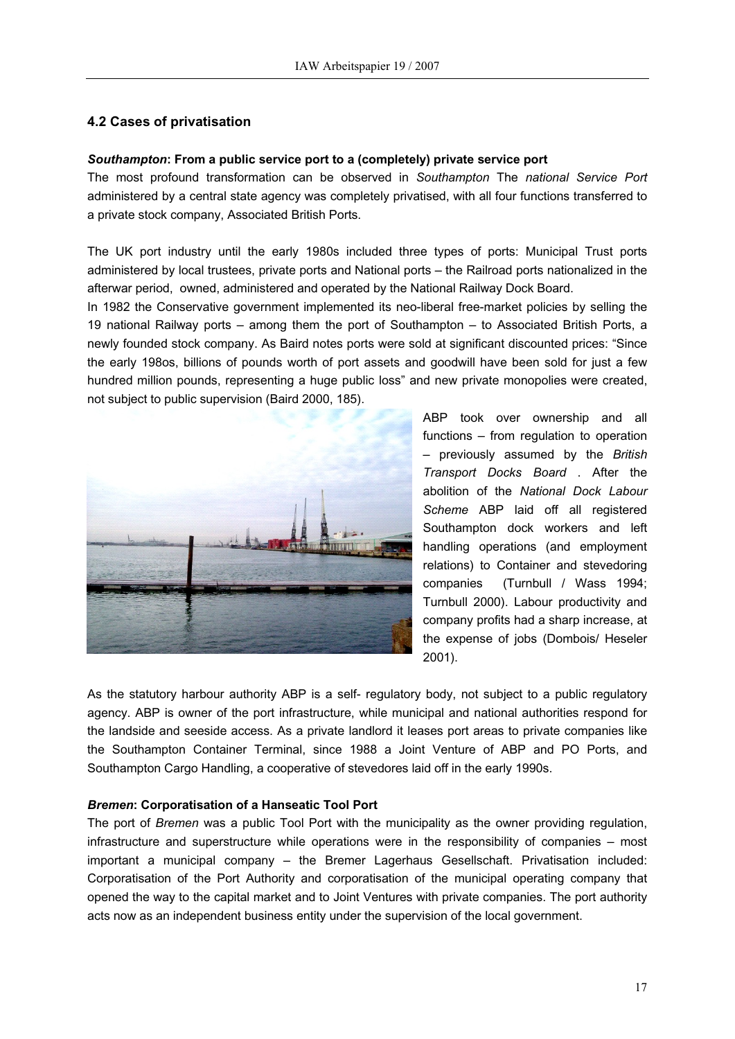### 4.2 Cases of privatisation

***Southampton*: From a public service port to a (completely) private service port**

The most profound transformation can be observed in *Southampton* The *national Service Port* administered by a central state agency was completely privatised, with all four functions transferred to a private stock company, Associated British Ports.

The UK port industry until the early 1980s included three types of ports: Municipal Trust ports administered by local trustees, private ports and National ports – the Railroad ports nationalized in the afterwar period, owned, administered and operated by the National Railway Dock Board.

In 1982 the Conservative government implemented its neo-liberal free-market policies by selling the 19 national Railway ports – among them the port of Southampton – to Associated British Ports, a newly founded stock company. As Baird notes ports were sold at significant discounted prices: "Since the early 198os, billions of pounds worth of port assets and goodwill have been sold for just a few hundred million pounds, representing a huge public loss" and new private monopolies were created, not subject to public supervision (Baird 2000, 185).

ABP took over ownership and all functions – from regulation to operation – previously assumed by the *British Transport Docks Board* . After the abolition of the *National Dock Labour Scheme* ABP laid off all registered Southampton dock workers and left handling operations (and employment relations) to Container and stevedoring companies (Turnbull / Wass 1994; Turnbull 2000). Labour productivity and company profits had a sharp increase, at the expense of jobs (Dombois/ Heseler 2001).

As the statutory harbour authority ABP is a self- regulatory body, not subject to a public regulatory agency. ABP is owner of the port infrastructure, while municipal and national authorities respond for the landside and seeside access. As a private landlord it leases port areas to private companies like the Southampton Container Terminal, since 1988 a Joint Venture of ABP and PO Ports, and Southampton Cargo Handling, a cooperative of stevedores laid off in the early 1990s.

***Bremen*: Corporatisation of a Hanseatic Tool Port**

The port of *Bremen* was a public Tool Port with the municipality as the owner providing regulation, infrastructure and superstructure while operations were in the responsibility of companies – most important a municipal company – the Bremer Lagerhaus Gesellschaft. Privatisation included: Corporatisation of the Port Authority and corporatisation of the municipal operating company that opened the way to the capital market and to Joint Ventures with private companies. The port authority acts now as an independent business entity under the supervision of the local government.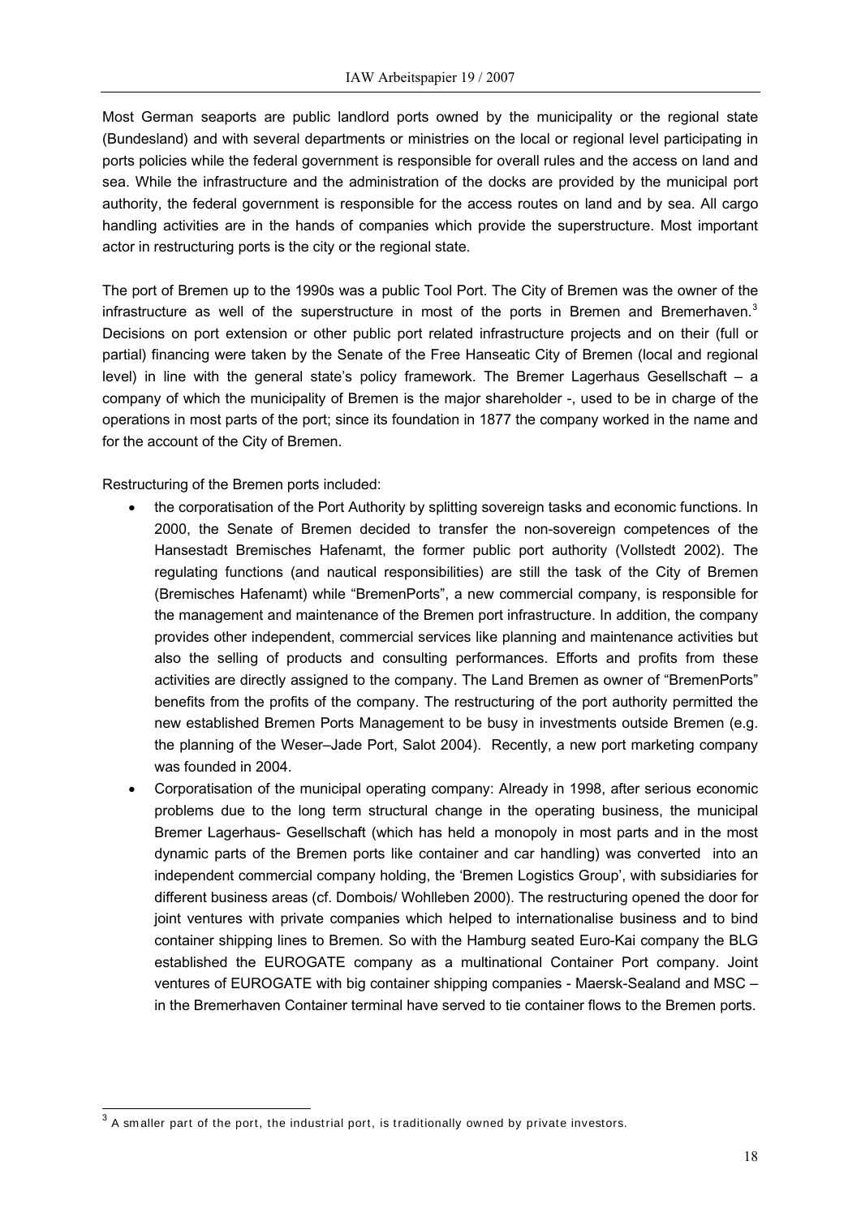Most German seaports are public landlord ports owned by the municipality or the regional state (Bundesland) and with several departments or ministries on the local or regional level participating in ports policies while the federal government is responsible for overall rules and the access on land and sea. While the infrastructure and the administration of the docks are provided by the municipal port authority, the federal government is responsible for the access routes on land and by sea. All cargo handling activities are in the hands of companies which provide the superstructure. Most important actor in restructuring ports is the city or the regional state.

The port of Bremen up to the 1990s was a public Tool Port. The City of Bremen was the owner of the infrastructure as well of the superstructure in most of the ports in Bremen and Bremerhaven.[3] Decisions on port extension or other public port related infrastructure projects and on their (full or partial) financing were taken by the Senate of the Free Hanseatic City of Bremen (local and regional level) in line with the general state's policy framework. The Bremer Lagerhaus Gesellschaft – a company of which the municipality of Bremen is the major shareholder -, used to be in charge of the operations in most parts of the port; since its foundation in 1877 the company worked in the name and for the account of the City of Bremen.

Restructuring of the Bremen ports included:

- the corporatisation of the Port Authority by splitting sovereign tasks and economic functions. In 2000, the Senate of Bremen decided to transfer the non-sovereign competences of the Hansestadt Bremisches Hafenamt, the former public port authority (Vollstedt 2002). The regulating functions (and nautical responsibilities) are still the task of the City of Bremen (Bremisches Hafenamt) while "BremenPorts", a new commercial company, is responsible for the management and maintenance of the Bremen port infrastructure. In addition, the company provides other independent, commercial services like planning and maintenance activities but also the selling of products and consulting performances. Efforts and profits from these activities are directly assigned to the company. The Land Bremen as owner of "BremenPorts" benefits from the profits of the company. The restructuring of the port authority permitted the new established Bremen Ports Management to be busy in investments outside Bremen (e.g. the planning of the Weser–Jade Port, Salot 2004). Recently, a new port marketing company was founded in 2004.
- Corporatisation of the municipal operating company: Already in 1998, after serious economic problems due to the long term structural change in the operating business, the municipal Bremer Lagerhaus- Gesellschaft (which has held a monopoly in most parts and in the most dynamic parts of the Bremen ports like container and car handling) was converted into an independent commercial company holding, the 'Bremen Logistics Group', with subsidiaries for different business areas (cf. Dombois/ Wohlleben 2000). The restructuring opened the door for joint ventures with private companies which helped to internationalise business and to bind container shipping lines to Bremen. So with the Hamburg seated Euro-Kai company the BLG established the EUROGATE company as a multinational Container Port company. Joint ventures of EUROGATE with big container shipping companies - Maersk-Sealand and MSC – in the Bremerhaven Container terminal have served to tie container flows to the Bremen ports.

[3] A smaller part of the port, the industrial port, is traditionally owned by private investors.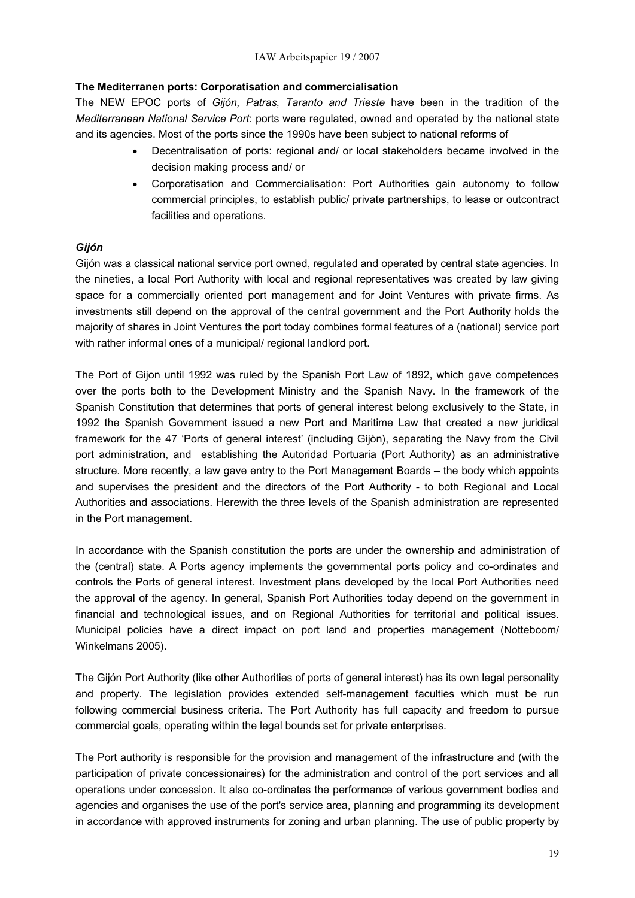**The Mediterranen ports: Corporatisation and commercialisation**

The NEW EPOC ports of *Gijón, Patras, Taranto and Trieste* have been in the tradition of the *Mediterranean National Service Port*: ports were regulated, owned and operated by the national state and its agencies. Most of the ports since the 1990s have been subject to national reforms of

- Decentralisation of ports: regional and/ or local stakeholders became involved in the decision making process and/ or
- Corporatisation and Commercialisation: Port Authorities gain autonomy to follow commercial principles, to establish public/ private partnerships, to lease or outcontract facilities and operations.

***Gijón***

Gijón was a classical national service port owned, regulated and operated by central state agencies. In the nineties, a local Port Authority with local and regional representatives was created by law giving space for a commercially oriented port management and for Joint Ventures with private firms. As investments still depend on the approval of the central government and the Port Authority holds the majority of shares in Joint Ventures the port today combines formal features of a (national) service port with rather informal ones of a municipal/ regional landlord port.

The Port of Gijon until 1992 was ruled by the Spanish Port Law of 1892, which gave competences over the ports both to the Development Ministry and the Spanish Navy. In the framework of the Spanish Constitution that determines that ports of general interest belong exclusively to the State, in 1992 the Spanish Government issued a new Port and Maritime Law that created a new juridical framework for the 47 'Ports of general interest' (including Gijòn), separating the Navy from the Civil port administration, and establishing the Autoridad Portuaria (Port Authority) as an administrative structure. More recently, a law gave entry to the Port Management Boards – the body which appoints and supervises the president and the directors of the Port Authority - to both Regional and Local Authorities and associations. Herewith the three levels of the Spanish administration are represented in the Port management.

In accordance with the Spanish constitution the ports are under the ownership and administration of the (central) state. A Ports agency implements the governmental ports policy and co-ordinates and controls the Ports of general interest. Investment plans developed by the local Port Authorities need the approval of the agency. In general, Spanish Port Authorities today depend on the government in financial and technological issues, and on Regional Authorities for territorial and political issues. Municipal policies have a direct impact on port land and properties management (Notteboom/ Winkelmans 2005).

The Gijón Port Authority (like other Authorities of ports of general interest) has its own legal personality and property. The legislation provides extended self-management faculties which must be run following commercial business criteria. The Port Authority has full capacity and freedom to pursue commercial goals, operating within the legal bounds set for private enterprises.

The Port authority is responsible for the provision and management of the infrastructure and (with the participation of private concessionaires) for the administration and control of the port services and all operations under concession. It also co-ordinates the performance of various government bodies and agencies and organises the use of the port's service area, planning and programming its development in accordance with approved instruments for zoning and urban planning. The use of public property by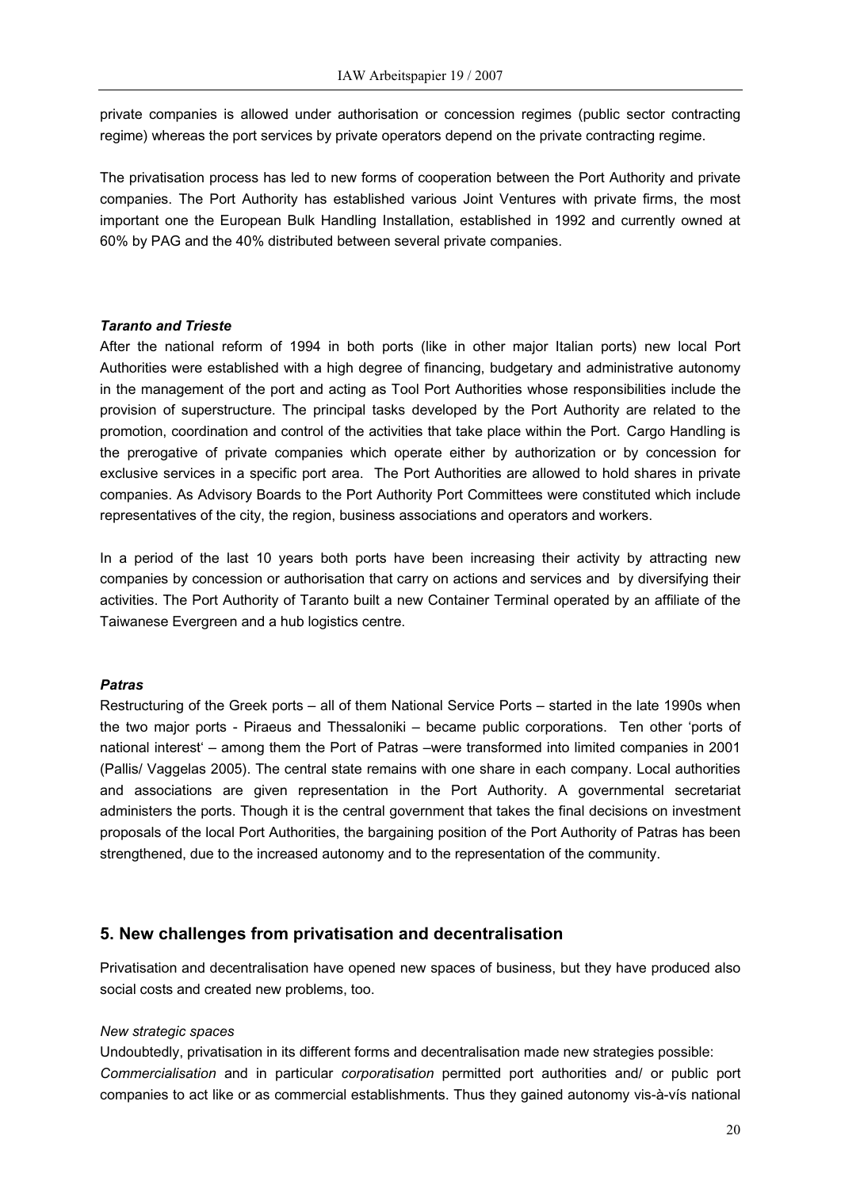private companies is allowed under authorisation or concession regimes (public sector contracting regime) whereas the port services by private operators depend on the private contracting regime.

The privatisation process has led to new forms of cooperation between the Port Authority and private companies. The Port Authority has established various Joint Ventures with private firms, the most important one the European Bulk Handling Installation, established in 1992 and currently owned at 60% by PAG and the 40% distributed between several private companies.

***Taranto and Trieste***

After the national reform of 1994 in both ports (like in other major Italian ports) new local Port Authorities were established with a high degree of financing, budgetary and administrative autonomy in the management of the port and acting as Tool Port Authorities whose responsibilities include the provision of superstructure. The principal tasks developed by the Port Authority are related to the promotion, coordination and control of the activities that take place within the Port. Cargo Handling is the prerogative of private companies which operate either by authorization or by concession for exclusive services in a specific port area. The Port Authorities are allowed to hold shares in private companies. As Advisory Boards to the Port Authority Port Committees were constituted which include representatives of the city, the region, business associations and operators and workers.

In a period of the last 10 years both ports have been increasing their activity by attracting new companies by concession or authorisation that carry on actions and services and by diversifying their activities. The Port Authority of Taranto built a new Container Terminal operated by an affiliate of the Taiwanese Evergreen and a hub logistics centre.

***Patras***

Restructuring of the Greek ports – all of them National Service Ports – started in the late 1990s when the two major ports - Piraeus and Thessaloniki – became public corporations. Ten other 'ports of national interest' – among them the Port of Patras –were transformed into limited companies in 2001 (Pallis/ Vaggelas 2005). The central state remains with one share in each company. Local authorities and associations are given representation in the Port Authority. A governmental secretariat administers the ports. Though it is the central government that takes the final decisions on investment proposals of the local Port Authorities, the bargaining position of the Port Authority of Patras has been strengthened, due to the increased autonomy and to the representation of the community.

## 5. New challenges from privatisation and decentralisation

Privatisation and decentralisation have opened new spaces of business, but they have produced also social costs and created new problems, too.

*New strategic spaces*

Undoubtedly, privatisation in its different forms and decentralisation made new strategies possible: *Commercialisation* and in particular *corporatisation* permitted port authorities and/ or public port companies to act like or as commercial establishments. Thus they gained autonomy vis-à-vís national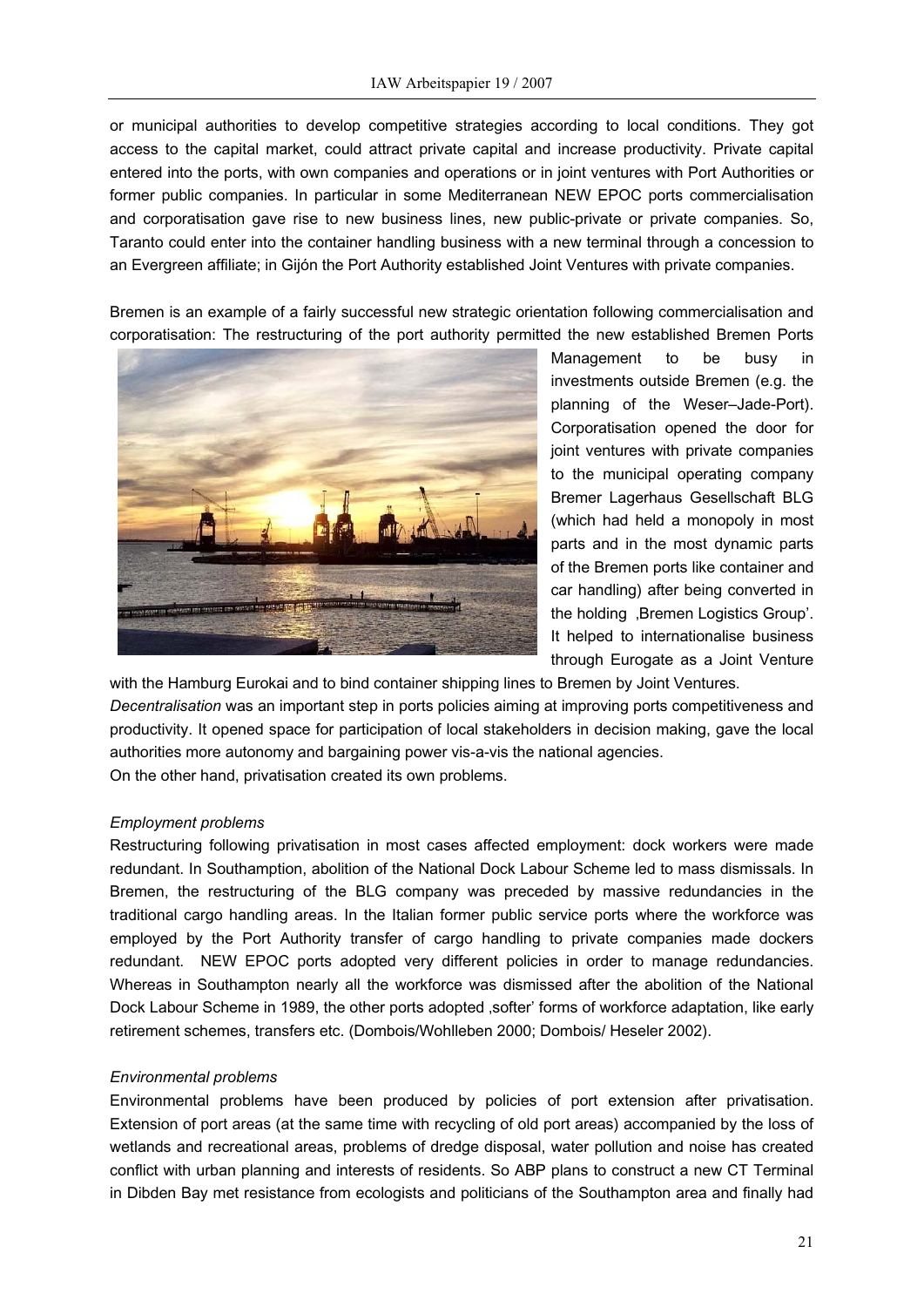or municipal authorities to develop competitive strategies according to local conditions. They got access to the capital market, could attract private capital and increase productivity. Private capital entered into the ports, with own companies and operations or in joint ventures with Port Authorities or former public companies. In particular in some Mediterranean NEW EPOC ports commercialisation and corporatisation gave rise to new business lines, new public-private or private companies. So, Taranto could enter into the container handling business with a new terminal through a concession to an Evergreen affiliate; in Gijón the Port Authority established Joint Ventures with private companies.

Bremen is an example of a fairly successful new strategic orientation following commercialisation and corporatisation: The restructuring of the port authority permitted the new established Bremen Ports Management to be busy in investments outside Bremen (e.g. the planning of the Weser–Jade-Port). Corporatisation opened the door for joint ventures with private companies to the municipal operating company Bremer Lagerhaus Gesellschaft BLG (which had held a monopoly in most parts and in the most dynamic parts of the Bremen ports like container and car handling) after being converted in the holding ‚Bremen Logistics Group'. It helped to internationalise business through Eurogate as a Joint Venture with the Hamburg Eurokai and to bind container shipping lines to Bremen by Joint Ventures.

*Decentralisation* was an important step in ports policies aiming at improving ports competitiveness and productivity. It opened space for participation of local stakeholders in decision making, gave the local authorities more autonomy and bargaining power vis-a-vis the national agencies.

On the other hand, privatisation created its own problems.

*Employment problems*

Restructuring following privatisation in most cases affected employment: dock workers were made redundant. In Southamption, abolition of the National Dock Labour Scheme led to mass dismissals. In Bremen, the restructuring of the BLG company was preceded by massive redundancies in the traditional cargo handling areas. In the Italian former public service ports where the workforce was employed by the Port Authority transfer of cargo handling to private companies made dockers redundant. NEW EPOC ports adopted very different policies in order to manage redundancies. Whereas in Southampton nearly all the workforce was dismissed after the abolition of the National Dock Labour Scheme in 1989, the other ports adopted ‚softer' forms of workforce adaptation, like early retirement schemes, transfers etc. (Dombois/Wohlleben 2000; Dombois/ Heseler 2002).

*Environmental problems*

Environmental problems have been produced by policies of port extension after privatisation. Extension of port areas (at the same time with recycling of old port areas) accompanied by the loss of wetlands and recreational areas, problems of dredge disposal, water pollution and noise has created conflict with urban planning and interests of residents. So ABP plans to construct a new CT Terminal in Dibden Bay met resistance from ecologists and politicians of the Southampton area and finally had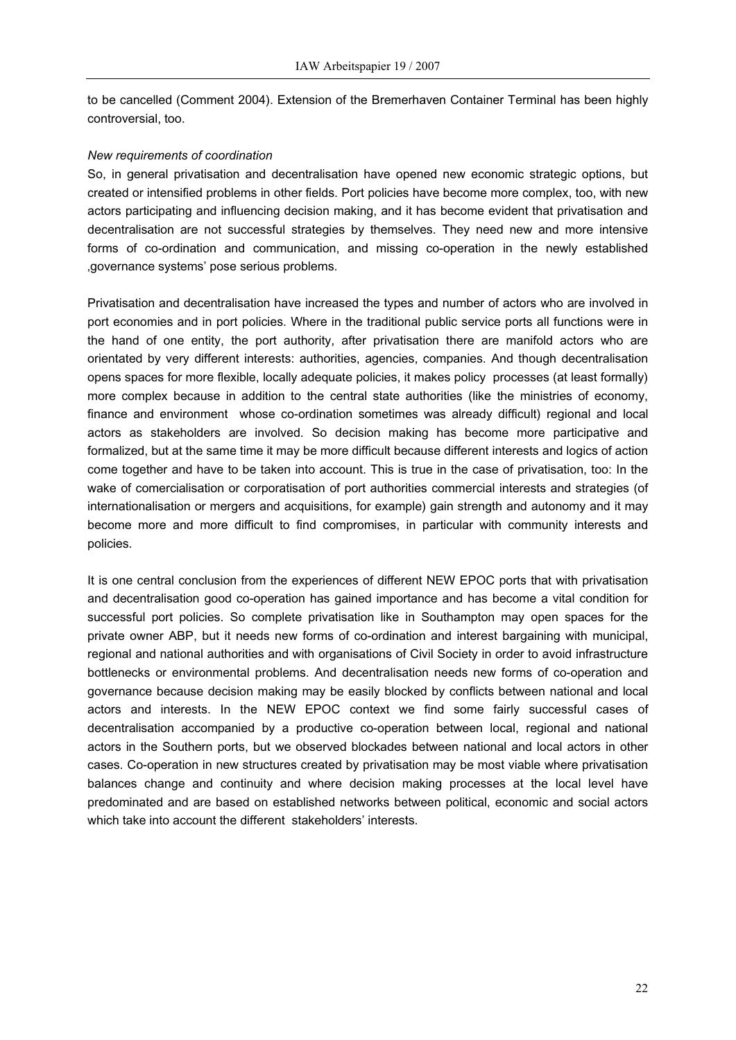to be cancelled (Comment 2004). Extension of the Bremerhaven Container Terminal has been highly controversial, too.

*New requirements of coordination*

So, in general privatisation and decentralisation have opened new economic strategic options, but created or intensified problems in other fields. Port policies have become more complex, too, with new actors participating and influencing decision making, and it has become evident that privatisation and decentralisation are not successful strategies by themselves. They need new and more intensive forms of co-ordination and communication, and missing co-operation in the newly established ‚governance systems' pose serious problems.

Privatisation and decentralisation have increased the types and number of actors who are involved in port economies and in port policies. Where in the traditional public service ports all functions were in the hand of one entity, the port authority, after privatisation there are manifold actors who are orientated by very different interests: authorities, agencies, companies. And though decentralisation opens spaces for more flexible, locally adequate policies, it makes policy processes (at least formally) more complex because in addition to the central state authorities (like the ministries of economy, finance and environment whose co-ordination sometimes was already difficult) regional and local actors as stakeholders are involved. So decision making has become more participative and formalized, but at the same time it may be more difficult because different interests and logics of action come together and have to be taken into account. This is true in the case of privatisation, too: In the wake of comercialisation or corporatisation of port authorities commercial interests and strategies (of internationalisation or mergers and acquisitions, for example) gain strength and autonomy and it may become more and more difficult to find compromises, in particular with community interests and policies.

It is one central conclusion from the experiences of different NEW EPOC ports that with privatisation and decentralisation good co-operation has gained importance and has become a vital condition for successful port policies. So complete privatisation like in Southampton may open spaces for the private owner ABP, but it needs new forms of co-ordination and interest bargaining with municipal, regional and national authorities and with organisations of Civil Society in order to avoid infrastructure bottlenecks or environmental problems. And decentralisation needs new forms of co-operation and governance because decision making may be easily blocked by conflicts between national and local actors and interests. In the NEW EPOC context we find some fairly successful cases of decentralisation accompanied by a productive co-operation between local, regional and national actors in the Southern ports, but we observed blockades between national and local actors in other cases. Co-operation in new structures created by privatisation may be most viable where privatisation balances change and continuity and where decision making processes at the local level have predominated and are based on established networks between political, economic and social actors which take into account the different stakeholders' interests.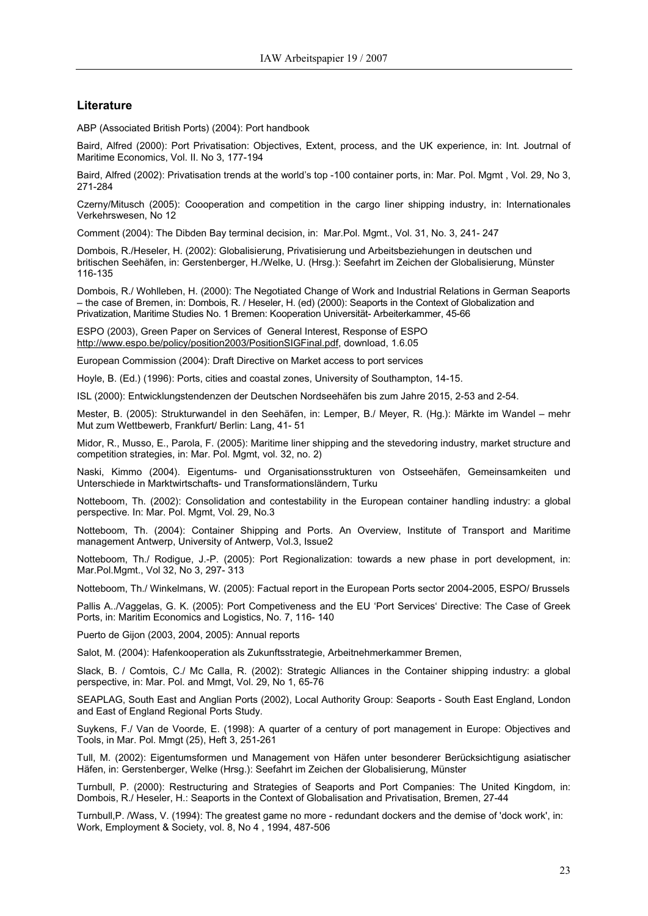## Literature

ABP (Associated British Ports) (2004): Port handbook

Baird, Alfred (2000): Port Privatisation: Objectives, Extent, process, and the UK experience, in: Int. Joutrnal of Maritime Economics, Vol. II. No 3, 177-194

Baird, Alfred (2002): Privatisation trends at the world's top -100 container ports, in: Mar. Pol. Mgmt , Vol. 29, No 3, 271-284

Czerny/Mitusch (2005): Coooperation and competition in the cargo liner shipping industry, in: Internationales Verkehrswesen, No 12

Comment (2004): The Dibden Bay terminal decision, in: Mar.Pol. Mgmt., Vol. 31, No. 3, 241- 247

Dombois, R./Heseler, H. (2002): Globalisierung, Privatisierung und Arbeitsbeziehungen in deutschen und britischen Seehäfen, in: Gerstenberger, H./Welke, U. (Hrsg.): Seefahrt im Zeichen der Globalisierung, Münster 116-135

Dombois, R./ Wohlleben, H. (2000): The Negotiated Change of Work and Industrial Relations in German Seaports – the case of Bremen, in: Dombois, R. / Heseler, H. (ed) (2000): Seaports in the Context of Globalization and Privatization, Maritime Studies No. 1 Bremen: Kooperation Universität- Arbeiterkammer, 45-66

ESPO (2003), Green Paper on Services of General Interest, Response of ESPO http://www.espo.be/policy/position2003/PositionSIGFinal.pdf, download, 1.6.05

European Commission (2004): Draft Directive on Market access to port services

Hoyle, B. (Ed.) (1996): Ports, cities and coastal zones, University of Southampton, 14-15.

ISL (2000): Entwicklungstendenzen der Deutschen Nordseehäfen bis zum Jahre 2015, 2-53 and 2-54.

Mester, B. (2005): Strukturwandel in den Seehäfen, in: Lemper, B./ Meyer, R. (Hg.): Märkte im Wandel – mehr Mut zum Wettbewerb, Frankfurt/ Berlin: Lang, 41- 51

Midor, R., Musso, E., Parola, F. (2005): Maritime liner shipping and the stevedoring industry, market structure and competition strategies, in: Mar. Pol. Mgmt, vol. 32, no. 2)

Naski, Kimmo (2004). Eigentums- und Organisationsstrukturen von Ostseehäfen, Gemeinsamkeiten und Unterschiede in Marktwirtschafts- und Transformationsländern, Turku

Notteboom, Th. (2002): Consolidation and contestability in the European container handling industry: a global perspective. In: Mar. Pol. Mgmt, Vol. 29, No.3

Notteboom, Th. (2004): Container Shipping and Ports. An Overview, Institute of Transport and Maritime management Antwerp, University of Antwerp, Vol.3, Issue2

Notteboom, Th./ Rodigue, J.-P. (2005): Port Regionalization: towards a new phase in port development, in: Mar.Pol.Mgmt., Vol 32, No 3, 297- 313

Notteboom, Th./ Winkelmans, W. (2005): Factual report in the European Ports sector 2004-2005, ESPO/ Brussels

Pallis A../Vaggelas, G. K. (2005): Port Competiveness and the EU 'Port Services' Directive: The Case of Greek Ports, in: Maritim Economics and Logistics, No. 7, 116- 140

Puerto de Gijon (2003, 2004, 2005): Annual reports

Salot, M. (2004): Hafenkooperation als Zukunftsstrategie, Arbeitnehmerkammer Bremen,

Slack, B. / Comtois, C./ Mc Calla, R. (2002): Strategic Alliances in the Container shipping industry: a global perspective, in: Mar. Pol. and Mmgt, Vol. 29, No 1, 65-76

SEAPLAG, South East and Anglian Ports (2002), Local Authority Group: Seaports - South East England, London and East of England Regional Ports Study.

Suykens, F./ Van de Voorde, E. (1998): A quarter of a century of port management in Europe: Objectives and Tools, in Mar. Pol. Mmgt (25), Heft 3, 251-261

Tull, M. (2002): Eigentumsformen und Management von Häfen unter besonderer Berücksichtigung asiatischer Häfen, in: Gerstenberger, Welke (Hrsg.): Seefahrt im Zeichen der Globalisierung, Münster

Turnbull, P. (2000): Restructuring and Strategies of Seaports and Port Companies: The United Kingdom, in: Dombois, R./ Heseler, H.: Seaports in the Context of Globalisation and Privatisation, Bremen, 27-44

Turnbull,P. /Wass, V. (1994): The greatest game no more - redundant dockers and the demise of 'dock work', in: Work, Employment & Society, vol. 8, No 4 , 1994, 487-506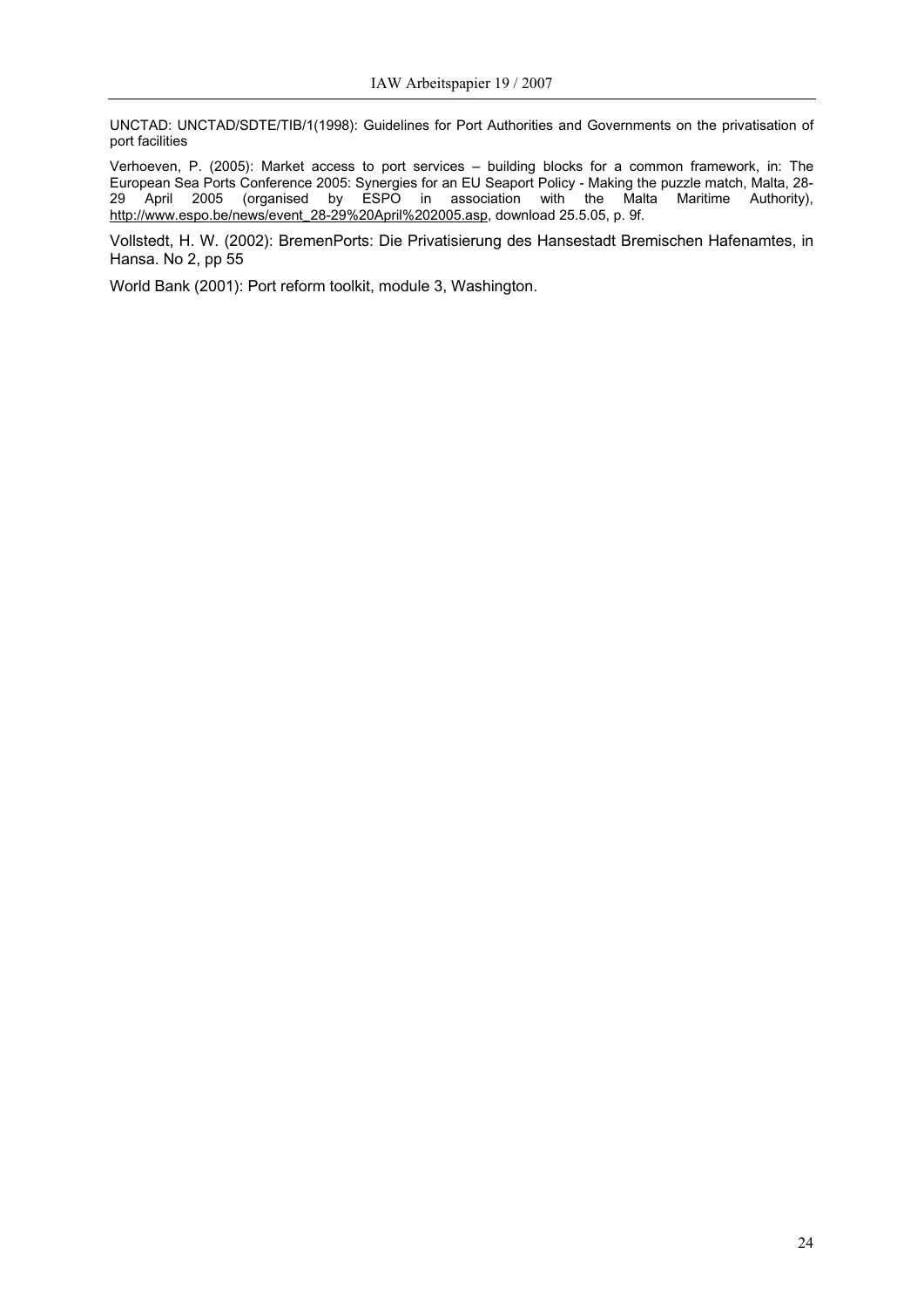UNCTAD: UNCTAD/SDTE/TIB/1(1998): Guidelines for Port Authorities and Governments on the privatisation of port facilities

Verhoeven, P. (2005): Market access to port services – building blocks for a common framework, in: The European Sea Ports Conference 2005: Synergies for an EU Seaport Policy - Making the puzzle match, Malta, 28-29 April 2005 (organised by ESPO in association with the Malta Maritime Authority), http://www.espo.be/news/event_28-29%20April%202005.asp, download 25.5.05, p. 9f.

Vollstedt, H. W. (2002): BremenPorts: Die Privatisierung des Hansestadt Bremischen Hafenamtes, in Hansa. No 2, pp 55

World Bank (2001): Port reform toolkit, module 3, Washington.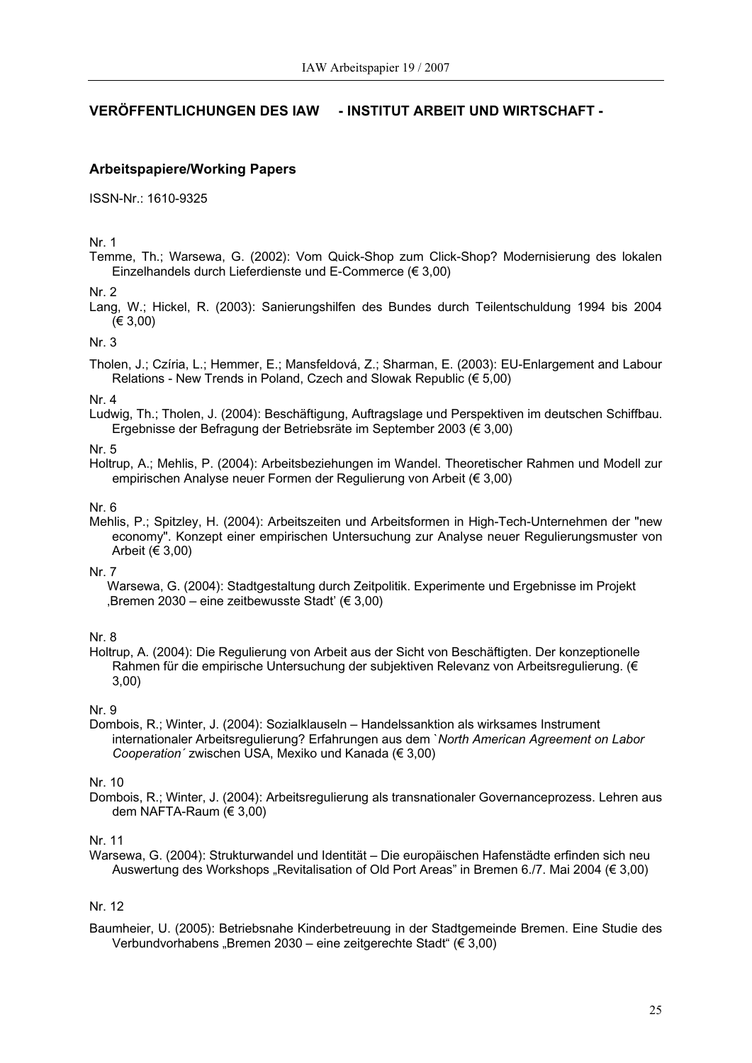## VERÖFFENTLICHUNGEN DES IAW - INSTITUT ARBEIT UND WIRTSCHAFT -

### Arbeitspapiere/Working Papers

ISSN-Nr.: 1610-9325

Nr. 1

Temme, Th.; Warsewa, G. (2002): Vom Quick-Shop zum Click-Shop? Modernisierung des lokalen Einzelhandels durch Lieferdienste und E-Commerce (€ 3,00)

Nr. 2

Lang, W.; Hickel, R. (2003): Sanierungshilfen des Bundes durch Teilentschuldung 1994 bis 2004 (€ 3,00)

Nr. 3

Tholen, J.; Czíria, L.; Hemmer, E.; Mansfeldová, Z.; Sharman, E. (2003): EU-Enlargement and Labour Relations - New Trends in Poland, Czech and Slowak Republic (€ 5,00)

Nr. 4

Ludwig, Th.; Tholen, J. (2004): Beschäftigung, Auftragslage und Perspektiven im deutschen Schiffbau. Ergebnisse der Befragung der Betriebsräte im September 2003 (€ 3,00)

Nr. 5

Holtrup, A.; Mehlis, P. (2004): Arbeitsbeziehungen im Wandel. Theoretischer Rahmen und Modell zur empirischen Analyse neuer Formen der Regulierung von Arbeit (€ 3,00)

Nr. 6

Mehlis, P.; Spitzley, H. (2004): Arbeitszeiten und Arbeitsformen in High-Tech-Unternehmen der "new economy". Konzept einer empirischen Untersuchung zur Analyse neuer Regulierungsmuster von Arbeit (€ 3,00)

Nr. 7

Warsewa, G. (2004): Stadtgestaltung durch Zeitpolitik. Experimente und Ergebnisse im Projekt ‚Bremen 2030 – eine zeitbewusste Stadt' (€ 3,00)

Nr. 8

Holtrup, A. (2004): Die Regulierung von Arbeit aus der Sicht von Beschäftigten. Der konzeptionelle Rahmen für die empirische Untersuchung der subjektiven Relevanz von Arbeitsregulierung. (€ 3,00)

Nr. 9

Dombois, R.; Winter, J. (2004): Sozialklauseln – Handelssanktion als wirksames Instrument internationaler Arbeitsregulierung? Erfahrungen aus dem *`North American Agreement on Labor Cooperation´* zwischen USA, Mexiko und Kanada (€ 3,00)

Nr. 10

Dombois, R.; Winter, J. (2004): Arbeitsregulierung als transnationaler Governanceprozess. Lehren aus dem NAFTA-Raum (€ 3,00)

Nr. 11

Warsewa, G. (2004): Strukturwandel und Identität – Die europäischen Hafenstädte erfinden sich neu Auswertung des Workshops „Revitalisation of Old Port Areas" in Bremen 6./7. Mai 2004 (€ 3,00)

Nr. 12

Baumheier, U. (2005): Betriebsnahe Kinderbetreuung in der Stadtgemeinde Bremen. Eine Studie des Verbundvorhabens „Bremen 2030 – eine zeitgerechte Stadt" (€ 3,00)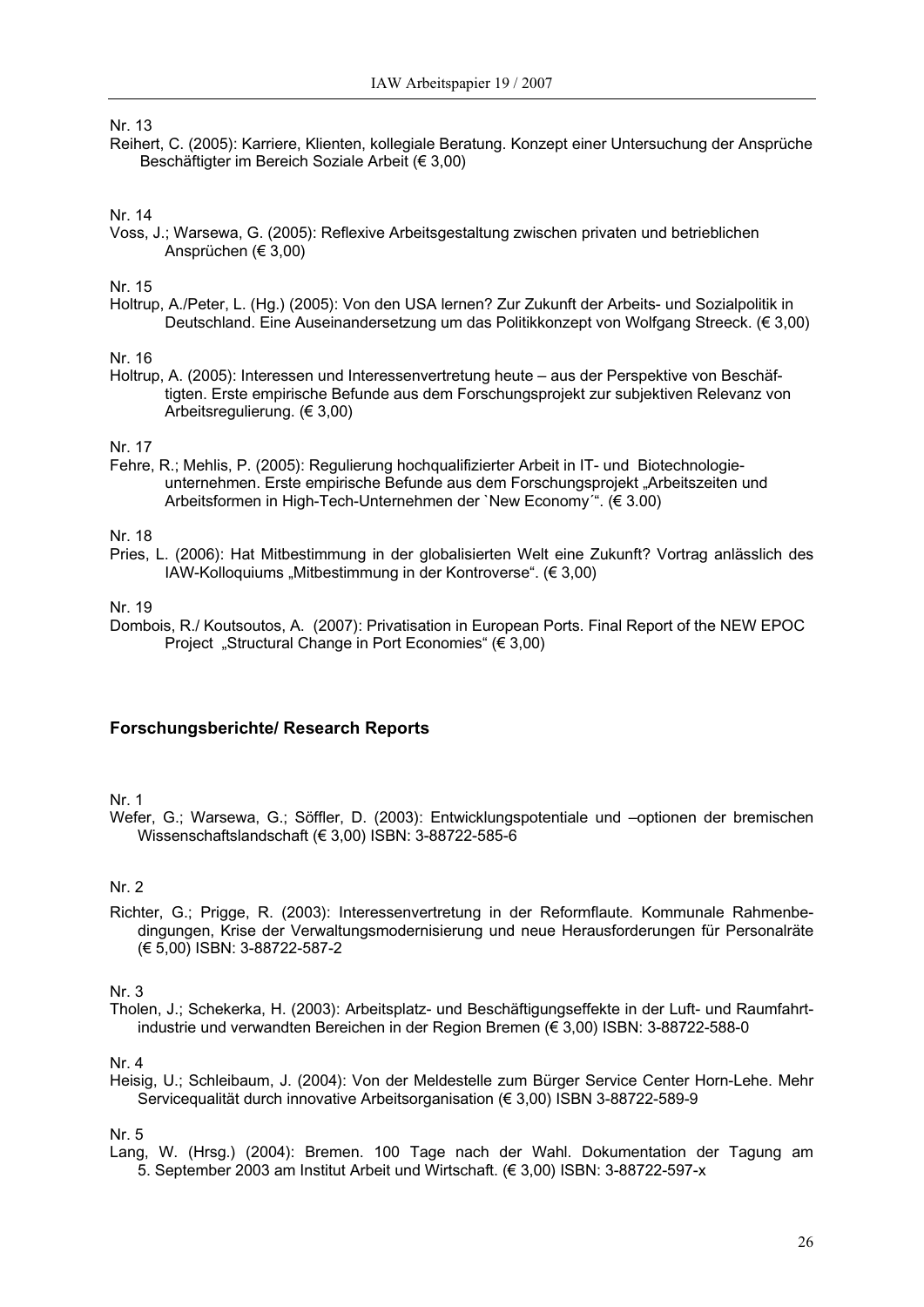Nr. 13

Reihert, C. (2005): Karriere, Klienten, kollegiale Beratung. Konzept einer Untersuchung der Ansprüche Beschäftigter im Bereich Soziale Arbeit (€ 3,00)

Nr. 14

Voss, J.; Warsewa, G. (2005): Reflexive Arbeitsgestaltung zwischen privaten und betrieblichen Ansprüchen (€ 3,00)

Nr. 15

Holtrup, A./Peter, L. (Hg.) (2005): Von den USA lernen? Zur Zukunft der Arbeits- und Sozialpolitik in Deutschland. Eine Auseinandersetzung um das Politikkonzept von Wolfgang Streeck. (€ 3,00)

Nr. 16

Holtrup, A. (2005): Interessen und Interessenvertretung heute – aus der Perspektive von Beschäftigten. Erste empirische Befunde aus dem Forschungsprojekt zur subjektiven Relevanz von Arbeitsregulierung. (€ 3,00)

Nr. 17

Fehre, R.; Mehlis, P. (2005): Regulierung hochqualifizierter Arbeit in IT- und Biotechnologieunternehmen. Erste empirische Befunde aus dem Forschungsprojekt „Arbeitszeiten und Arbeitsformen in High-Tech-Unternehmen der `New Economy´". (€ 3.00)

Nr. 18

Pries, L. (2006): Hat Mitbestimmung in der globalisierten Welt eine Zukunft? Vortrag anlässlich des IAW-Kolloquiums „Mitbestimmung in der Kontroverse". (€ 3,00)

Nr. 19

Dombois, R./ Koutsoutos, A. (2007): Privatisation in European Ports. Final Report of the NEW EPOC Project „Structural Change in Port Economies" (€ 3,00)

## Forschungsberichte/ Research Reports

Nr. 1

Wefer, G.; Warsewa, G.; Söffler, D. (2003): Entwicklungspotentiale und –optionen der bremischen Wissenschaftslandschaft (€ 3,00) ISBN: 3-88722-585-6

Nr. 2

Richter, G.; Prigge, R. (2003): Interessenvertretung in der Reformflaute. Kommunale Rahmenbedingungen, Krise der Verwaltungsmodernisierung und neue Herausforderungen für Personalräte (€ 5,00) ISBN: 3-88722-587-2

Nr. 3

Tholen, J.; Schekerka, H. (2003): Arbeitsplatz- und Beschäftigungseffekte in der Luft- und Raumfahrtindustrie und verwandten Bereichen in der Region Bremen (€ 3,00) ISBN: 3-88722-588-0

Nr. 4

Heisig, U.; Schleibaum, J. (2004): Von der Meldestelle zum Bürger Service Center Horn-Lehe. Mehr Servicequalität durch innovative Arbeitsorganisation (€ 3,00) ISBN 3-88722-589-9

Nr. 5

Lang, W. (Hrsg.) (2004): Bremen. 100 Tage nach der Wahl. Dokumentation der Tagung am 5. September 2003 am Institut Arbeit und Wirtschaft. (€ 3,00) ISBN: 3-88722-597-x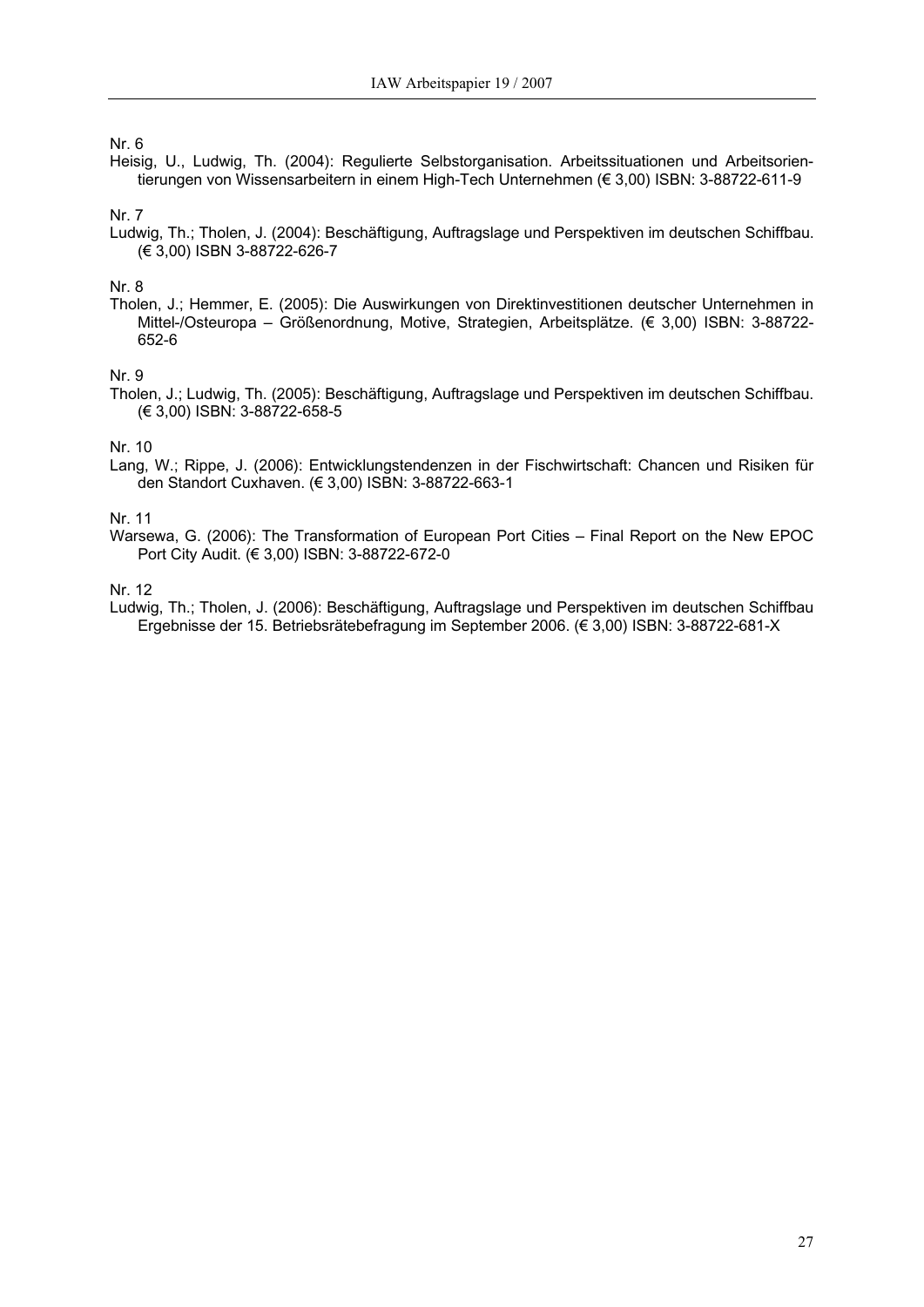Nr. 6

Heisig, U., Ludwig, Th. (2004): Regulierte Selbstorganisation. Arbeitssituationen und Arbeitsorientierungen von Wissensarbeitern in einem High-Tech Unternehmen (€ 3,00) ISBN: 3-88722-611-9

Nr. 7

Ludwig, Th.; Tholen, J. (2004): Beschäftigung, Auftragslage und Perspektiven im deutschen Schiffbau. (€ 3,00) ISBN 3-88722-626-7

Nr. 8

Tholen, J.; Hemmer, E. (2005): Die Auswirkungen von Direktinvestitionen deutscher Unternehmen in Mittel-/Osteuropa – Größenordnung, Motive, Strategien, Arbeitsplätze. (€ 3,00) ISBN: 3-88722-652-6

Nr. 9

Tholen, J.; Ludwig, Th. (2005): Beschäftigung, Auftragslage und Perspektiven im deutschen Schiffbau. (€ 3,00) ISBN: 3-88722-658-5

Nr. 10

Lang, W.; Rippe, J. (2006): Entwicklungstendenzen in der Fischwirtschaft: Chancen und Risiken für den Standort Cuxhaven. (€ 3,00) ISBN: 3-88722-663-1

Nr. 11

Warsewa, G. (2006): The Transformation of European Port Cities – Final Report on the New EPOC Port City Audit. (€ 3,00) ISBN: 3-88722-672-0

Nr. 12

Ludwig, Th.; Tholen, J. (2006): Beschäftigung, Auftragslage und Perspektiven im deutschen Schiffbau Ergebnisse der 15. Betriebsrätebefragung im September 2006. (€ 3,00) ISBN: 3-88722-681-X